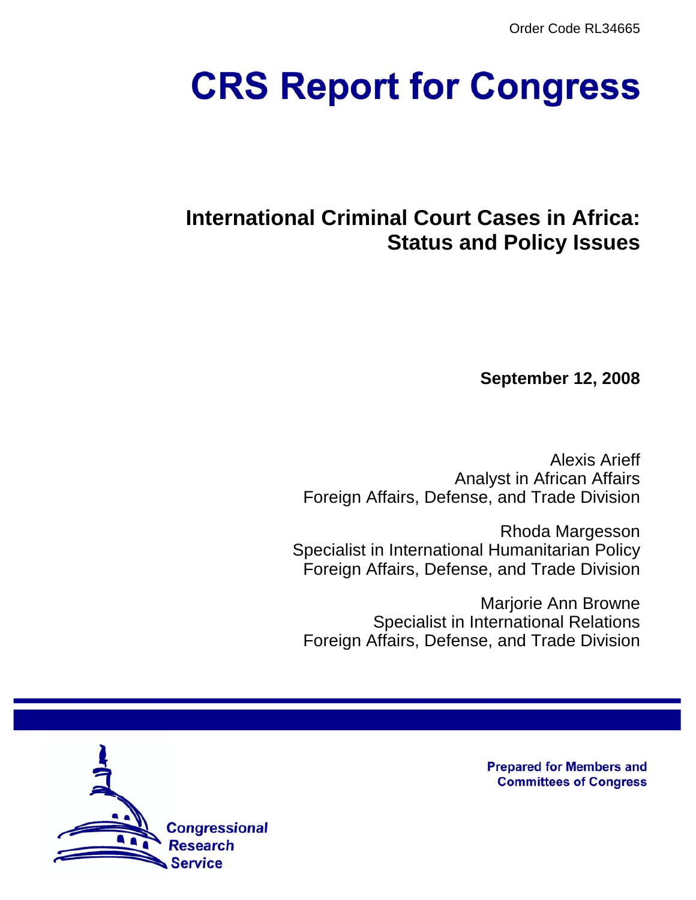Order Code RL34665

# CRS Report for Congress

## International Criminal Court Cases in Africa: Status and Policy Issues

**September 12, 2008**

Alexis Arieff
Analyst in African Affairs
Foreign Affairs, Defense, and Trade Division

Rhoda Margesson
Specialist in International Humanitarian Policy
Foreign Affairs, Defense, and Trade Division

Marjorie Ann Browne
Specialist in International Relations
Foreign Affairs, Defense, and Trade Division

**Prepared for Members and Committees of Congress**

Congressional Research Service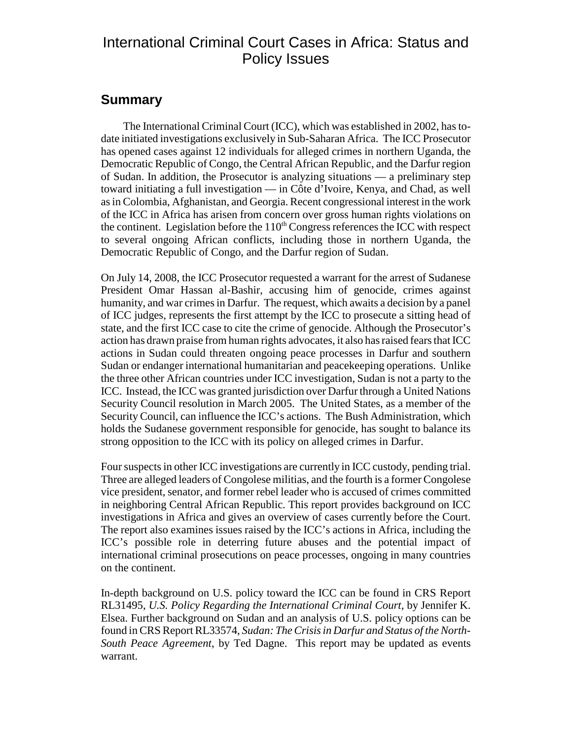# International Criminal Court Cases in Africa: Status and Policy Issues

## Summary

The International Criminal Court (ICC), which was established in 2002, has to-date initiated investigations exclusively in Sub-Saharan Africa. The ICC Prosecutor has opened cases against 12 individuals for alleged crimes in northern Uganda, the Democratic Republic of Congo, the Central African Republic, and the Darfur region of Sudan. In addition, the Prosecutor is analyzing situations — a preliminary step toward initiating a full investigation — in Côte d'Ivoire, Kenya, and Chad, as well as in Colombia, Afghanistan, and Georgia. Recent congressional interest in the work of the ICC in Africa has arisen from concern over gross human rights violations on the continent. Legislation before the 110th Congress references the ICC with respect to several ongoing African conflicts, including those in northern Uganda, the Democratic Republic of Congo, and the Darfur region of Sudan.

On July 14, 2008, the ICC Prosecutor requested a warrant for the arrest of Sudanese President Omar Hassan al-Bashir, accusing him of genocide, crimes against humanity, and war crimes in Darfur. The request, which awaits a decision by a panel of ICC judges, represents the first attempt by the ICC to prosecute a sitting head of state, and the first ICC case to cite the crime of genocide. Although the Prosecutor's action has drawn praise from human rights advocates, it also has raised fears that ICC actions in Sudan could threaten ongoing peace processes in Darfur and southern Sudan or endanger international humanitarian and peacekeeping operations. Unlike the three other African countries under ICC investigation, Sudan is not a party to the ICC. Instead, the ICC was granted jurisdiction over Darfur through a United Nations Security Council resolution in March 2005. The United States, as a member of the Security Council, can influence the ICC's actions. The Bush Administration, which holds the Sudanese government responsible for genocide, has sought to balance its strong opposition to the ICC with its policy on alleged crimes in Darfur.

Four suspects in other ICC investigations are currently in ICC custody, pending trial. Three are alleged leaders of Congolese militias, and the fourth is a former Congolese vice president, senator, and former rebel leader who is accused of crimes committed in neighboring Central African Republic. This report provides background on ICC investigations in Africa and gives an overview of cases currently before the Court. The report also examines issues raised by the ICC's actions in Africa, including the ICC's possible role in deterring future abuses and the potential impact of international criminal prosecutions on peace processes, ongoing in many countries on the continent.

In-depth background on U.S. policy toward the ICC can be found in CRS Report RL31495, *U.S. Policy Regarding the International Criminal Court*, by Jennifer K. Elsea. Further background on Sudan and an analysis of U.S. policy options can be found in CRS Report RL33574, *Sudan: The Crisis in Darfur and Status of the North-South Peace Agreement*, by Ted Dagne. This report may be updated as events warrant.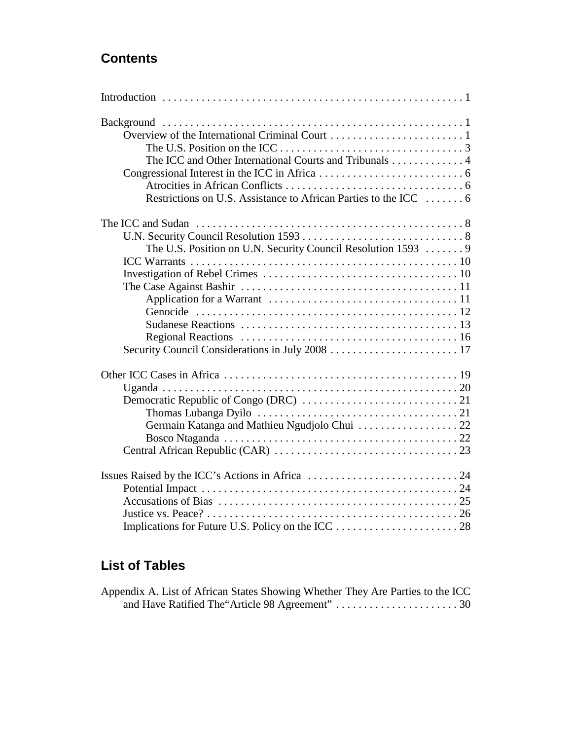## Contents

Introduction . . . . . . . . . . . . . . . . . . . . . . . . . . . . . . . . . . . . . . . . . . . . . . . . . . . . . 1

Background . . . . . . . . . . . . . . . . . . . . . . . . . . . . . . . . . . . . . . . . . . . . . . . . . . . . . 1
- Overview of the International Criminal Court . . . . . . . . . . . . . . . . . . . . . . . . 1
  - The U.S. Position on the ICC . . . . . . . . . . . . . . . . . . . . . . . . . . . . . . . . 3
  - The ICC and Other International Courts and Tribunals . . . . . . . . . . . . . 4
- Congressional Interest in the ICC in Africa . . . . . . . . . . . . . . . . . . . . . . . . . . 6
  - Atrocities in African Conflicts . . . . . . . . . . . . . . . . . . . . . . . . . . . . . . . . 6
  - Restrictions on U.S. Assistance to African Parties to the ICC . . . . . . . 6

The ICC and Sudan . . . . . . . . . . . . . . . . . . . . . . . . . . . . . . . . . . . . . . . . . . . . . . . . 8
- U.N. Security Council Resolution 1593 . . . . . . . . . . . . . . . . . . . . . . . . . . . . . 8
  - The U.S. Position on U.N. Security Council Resolution 1593 . . . . . . . 9
- ICC Warrants . . . . . . . . . . . . . . . . . . . . . . . . . . . . . . . . . . . . . . . . . . . . . . . . 10
- Investigation of Rebel Crimes . . . . . . . . . . . . . . . . . . . . . . . . . . . . . . . . . . . 10
- The Case Against Bashir . . . . . . . . . . . . . . . . . . . . . . . . . . . . . . . . . . . . . . . 11
  - Application for a Warrant . . . . . . . . . . . . . . . . . . . . . . . . . . . . . . . . . . 11
  - Genocide . . . . . . . . . . . . . . . . . . . . . . . . . . . . . . . . . . . . . . . . . . . . . . . 12
  - Sudanese Reactions . . . . . . . . . . . . . . . . . . . . . . . . . . . . . . . . . . . . . . . 13
  - Regional Reactions . . . . . . . . . . . . . . . . . . . . . . . . . . . . . . . . . . . . . . . 16
- Security Council Considerations in July 2008 . . . . . . . . . . . . . . . . . . . . . . . 17

Other ICC Cases in Africa . . . . . . . . . . . . . . . . . . . . . . . . . . . . . . . . . . . . . . . . . . 19
- Uganda . . . . . . . . . . . . . . . . . . . . . . . . . . . . . . . . . . . . . . . . . . . . . . . . . . . . . 20
- Democratic Republic of Congo (DRC) . . . . . . . . . . . . . . . . . . . . . . . . . . . . 21
  - Thomas Lubanga Dyilo . . . . . . . . . . . . . . . . . . . . . . . . . . . . . . . . . . . . 21
  - Germain Katanga and Mathieu Ngudjolo Chui . . . . . . . . . . . . . . . . . . 22
  - Bosco Ntaganda . . . . . . . . . . . . . . . . . . . . . . . . . . . . . . . . . . . . . . . . . . 22
- Central African Republic (CAR) . . . . . . . . . . . . . . . . . . . . . . . . . . . . . . . . . 23

Issues Raised by the ICC's Actions in Africa . . . . . . . . . . . . . . . . . . . . . . . . . . . 24
- Potential Impact . . . . . . . . . . . . . . . . . . . . . . . . . . . . . . . . . . . . . . . . . . . . . . 24
- Accusations of Bias . . . . . . . . . . . . . . . . . . . . . . . . . . . . . . . . . . . . . . . . . . . 25
- Justice vs. Peace? . . . . . . . . . . . . . . . . . . . . . . . . . . . . . . . . . . . . . . . . . . . . . 26
- Implications for Future U.S. Policy on the ICC . . . . . . . . . . . . . . . . . . . . . . 28

## List of Tables

Appendix A. List of African States Showing Whether They Are Parties to the ICC and Have Ratified The"Article 98 Agreement" . . . . . . . . . . . . . . . . . . . . . . 30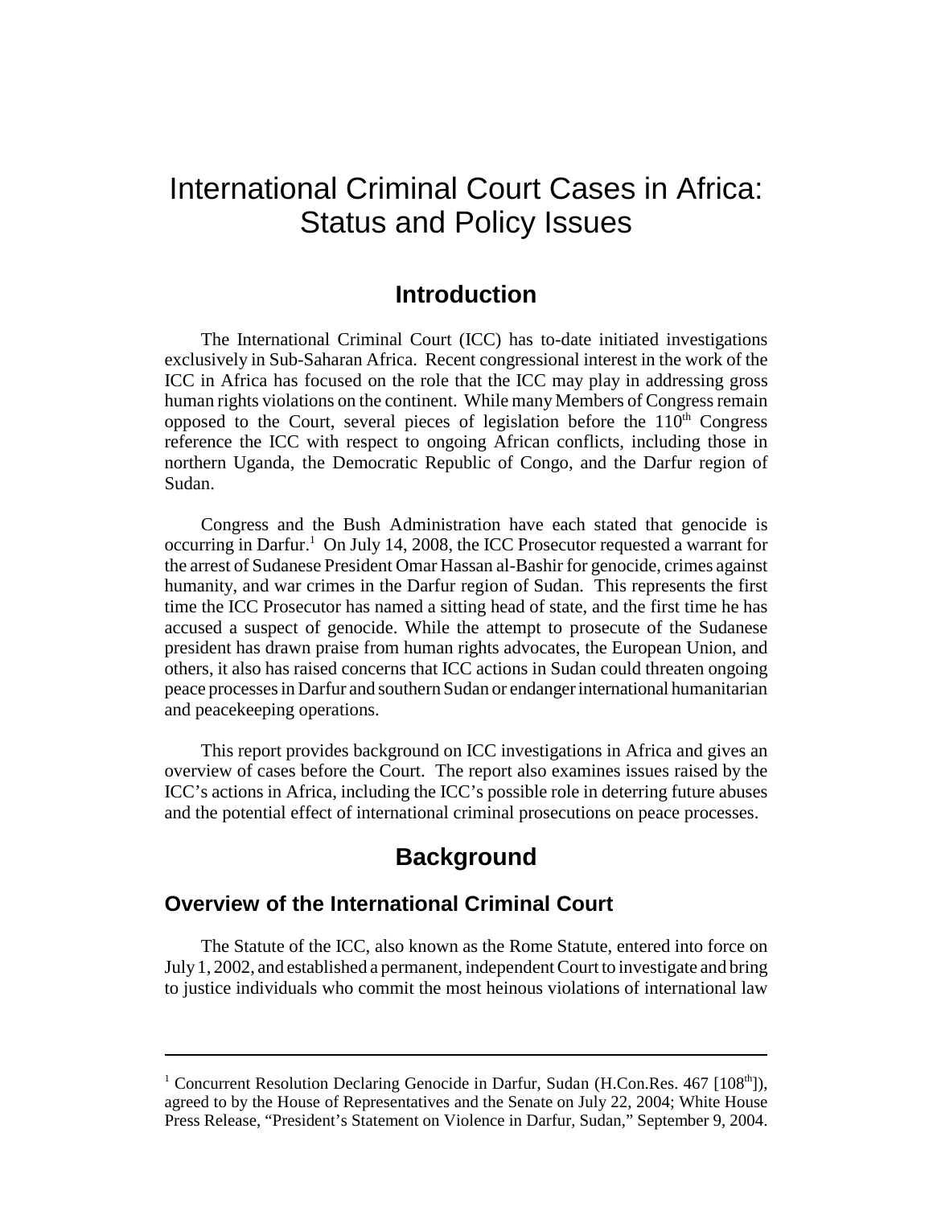# International Criminal Court Cases in Africa: Status and Policy Issues

## Introduction

The International Criminal Court (ICC) has to-date initiated investigations exclusively in Sub-Saharan Africa. Recent congressional interest in the work of the ICC in Africa has focused on the role that the ICC may play in addressing gross human rights violations on the continent. While many Members of Congress remain opposed to the Court, several pieces of legislation before the 110th Congress reference the ICC with respect to ongoing African conflicts, including those in northern Uganda, the Democratic Republic of Congo, and the Darfur region of Sudan.

Congress and the Bush Administration have each stated that genocide is occurring in Darfur.[1] On July 14, 2008, the ICC Prosecutor requested a warrant for the arrest of Sudanese President Omar Hassan al-Bashir for genocide, crimes against humanity, and war crimes in the Darfur region of Sudan. This represents the first time the ICC Prosecutor has named a sitting head of state, and the first time he has accused a suspect of genocide. While the attempt to prosecute of the Sudanese president has drawn praise from human rights advocates, the European Union, and others, it also has raised concerns that ICC actions in Sudan could threaten ongoing peace processes in Darfur and southern Sudan or endanger international humanitarian and peacekeeping operations.

This report provides background on ICC investigations in Africa and gives an overview of cases before the Court. The report also examines issues raised by the ICC's actions in Africa, including the ICC's possible role in deterring future abuses and the potential effect of international criminal prosecutions on peace processes.

## Background

### Overview of the International Criminal Court

The Statute of the ICC, also known as the Rome Statute, entered into force on July 1, 2002, and established a permanent, independent Court to investigate and bring to justice individuals who commit the most heinous violations of international law

---

[1] Concurrent Resolution Declaring Genocide in Darfur, Sudan (H.Con.Res. 467 [108th]), agreed to by the House of Representatives and the Senate on July 22, 2004; White House Press Release, "President's Statement on Violence in Darfur, Sudan," September 9, 2004.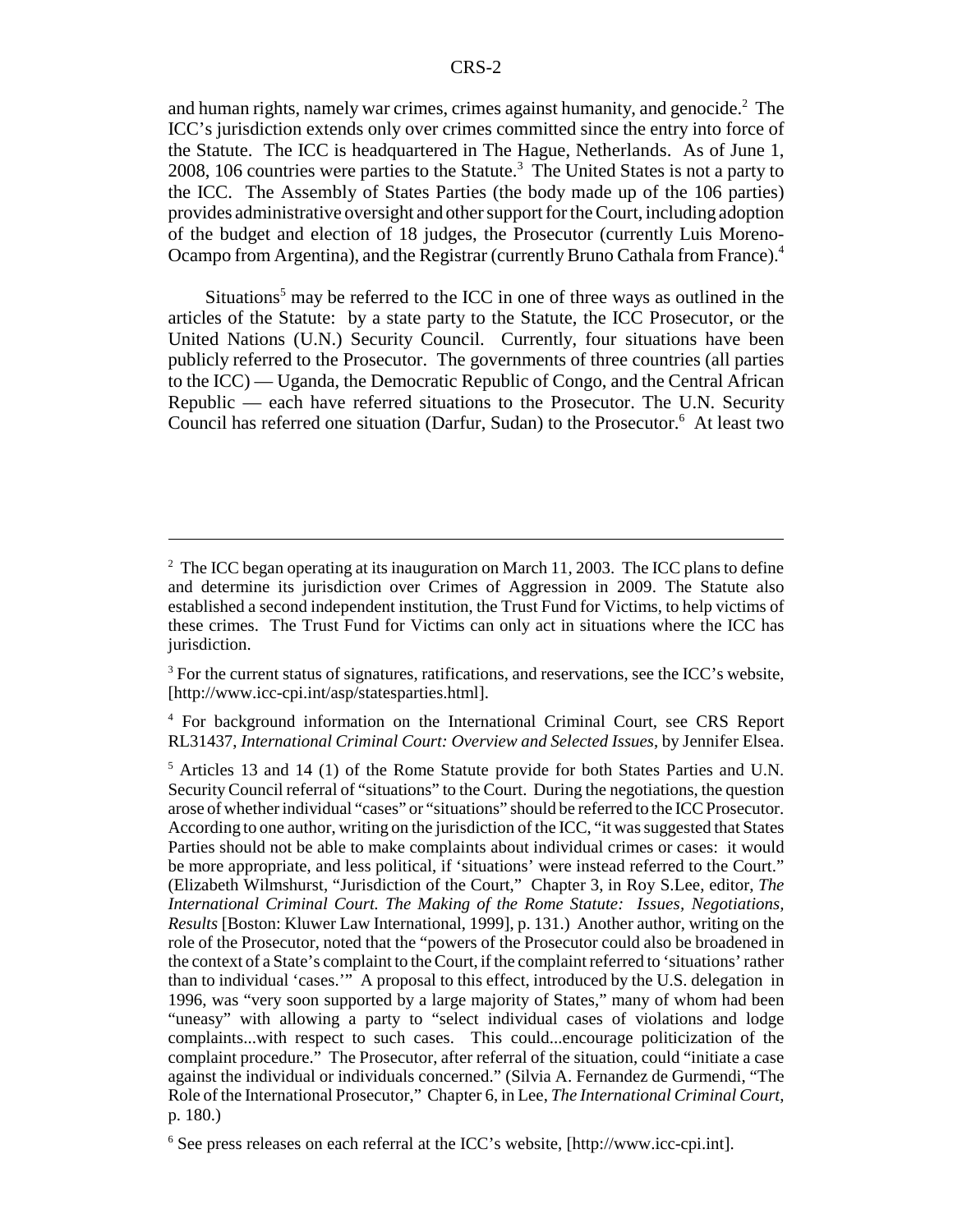and human rights, namely war crimes, crimes against humanity, and genocide.[2] The ICC's jurisdiction extends only over crimes committed since the entry into force of the Statute. The ICC is headquartered in The Hague, Netherlands. As of June 1, 2008, 106 countries were parties to the Statute.[3] The United States is not a party to the ICC. The Assembly of States Parties (the body made up of the 106 parties) provides administrative oversight and other support for the Court, including adoption of the budget and election of 18 judges, the Prosecutor (currently Luis Moreno-Ocampo from Argentina), and the Registrar (currently Bruno Cathala from France).[4]

Situations[5] may be referred to the ICC in one of three ways as outlined in the articles of the Statute: by a state party to the Statute, the ICC Prosecutor, or the United Nations (U.N.) Security Council. Currently, four situations have been publicly referred to the Prosecutor. The governments of three countries (all parties to the ICC) — Uganda, the Democratic Republic of Congo, and the Central African Republic — each have referred situations to the Prosecutor. The U.N. Security Council has referred one situation (Darfur, Sudan) to the Prosecutor.[6] At least two

---

[2] The ICC began operating at its inauguration on March 11, 2003. The ICC plans to define and determine its jurisdiction over Crimes of Aggression in 2009. The Statute also established a second independent institution, the Trust Fund for Victims, to help victims of these crimes. The Trust Fund for Victims can only act in situations where the ICC has jurisdiction.

[3] For the current status of signatures, ratifications, and reservations, see the ICC's website, [http://www.icc-cpi.int/asp/statesparties.html].

[4] For background information on the International Criminal Court, see CRS Report RL31437, *International Criminal Court: Overview and Selected Issues*, by Jennifer Elsea.

[5] Articles 13 and 14 (1) of the Rome Statute provide for both States Parties and U.N. Security Council referral of "situations" to the Court. During the negotiations, the question arose of whether individual "cases" or "situations" should be referred to the ICC Prosecutor. According to one author, writing on the jurisdiction of the ICC, "it was suggested that States Parties should not be able to make complaints about individual crimes or cases: it would be more appropriate, and less political, if 'situations' were instead referred to the Court." (Elizabeth Wilmshurst, "Jurisdiction of the Court," Chapter 3, in Roy S.Lee, editor, *The International Criminal Court. The Making of the Rome Statute: Issues, Negotiations, Results* [Boston: Kluwer Law International, 1999], p. 131.) Another author, writing on the role of the Prosecutor, noted that the "powers of the Prosecutor could also be broadened in the context of a State's complaint to the Court, if the complaint referred to 'situations' rather than to individual 'cases.'" A proposal to this effect, introduced by the U.S. delegation in 1996, was "very soon supported by a large majority of States," many of whom had been "uneasy" with allowing a party to "select individual cases of violations and lodge complaints...with respect to such cases. This could...encourage politicization of the complaint procedure." The Prosecutor, after referral of the situation, could "initiate a case against the individual or individuals concerned." (Silvia A. Fernandez de Gurmendi, "The Role of the International Prosecutor," Chapter 6, in Lee, *The International Criminal Court*, p. 180.)

[6] See press releases on each referral at the ICC's website, [http://www.icc-cpi.int].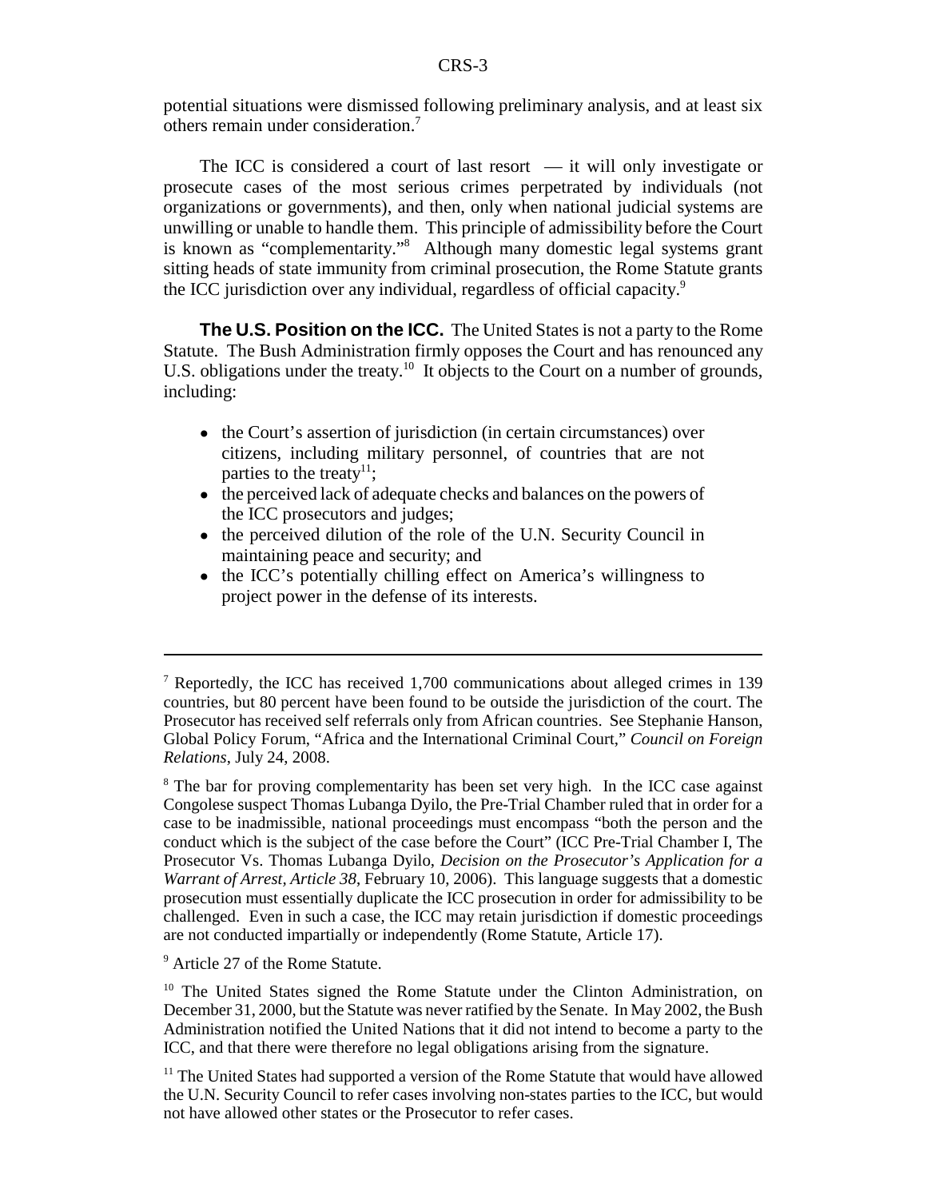potential situations were dismissed following preliminary analysis, and at least six others remain under consideration.[7]

The ICC is considered a court of last resort — it will only investigate or prosecute cases of the most serious crimes perpetrated by individuals (not organizations or governments), and then, only when national judicial systems are unwilling or unable to handle them. This principle of admissibility before the Court is known as "complementarity."[8] Although many domestic legal systems grant sitting heads of state immunity from criminal prosecution, the Rome Statute grants the ICC jurisdiction over any individual, regardless of official capacity.[9]

**The U.S. Position on the ICC.** The United States is not a party to the Rome Statute. The Bush Administration firmly opposes the Court and has renounced any U.S. obligations under the treaty.[10] It objects to the Court on a number of grounds, including:

- the Court's assertion of jurisdiction (in certain circumstances) over citizens, including military personnel, of countries that are not parties to the treaty[11];
- the perceived lack of adequate checks and balances on the powers of the ICC prosecutors and judges;
- the perceived dilution of the role of the U.N. Security Council in maintaining peace and security; and
- the ICC's potentially chilling effect on America's willingness to project power in the defense of its interests.

---

[7] Reportedly, the ICC has received 1,700 communications about alleged crimes in 139 countries, but 80 percent have been found to be outside the jurisdiction of the court. The Prosecutor has received self referrals only from African countries. See Stephanie Hanson, Global Policy Forum, "Africa and the International Criminal Court," *Council on Foreign Relations*, July 24, 2008.

[8] The bar for proving complementarity has been set very high. In the ICC case against Congolese suspect Thomas Lubanga Dyilo, the Pre-Trial Chamber ruled that in order for a case to be inadmissible, national proceedings must encompass "both the person and the conduct which is the subject of the case before the Court" (ICC Pre-Trial Chamber I, The Prosecutor Vs. Thomas Lubanga Dyilo, *Decision on the Prosecutor's Application for a Warrant of Arrest, Article 38*, February 10, 2006). This language suggests that a domestic prosecution must essentially duplicate the ICC prosecution in order for admissibility to be challenged. Even in such a case, the ICC may retain jurisdiction if domestic proceedings are not conducted impartially or independently (Rome Statute, Article 17).

[9] Article 27 of the Rome Statute.

[10] The United States signed the Rome Statute under the Clinton Administration, on December 31, 2000, but the Statute was never ratified by the Senate. In May 2002, the Bush Administration notified the United Nations that it did not intend to become a party to the ICC, and that there were therefore no legal obligations arising from the signature.

[11] The United States had supported a version of the Rome Statute that would have allowed the U.N. Security Council to refer cases involving non-states parties to the ICC, but would not have allowed other states or the Prosecutor to refer cases.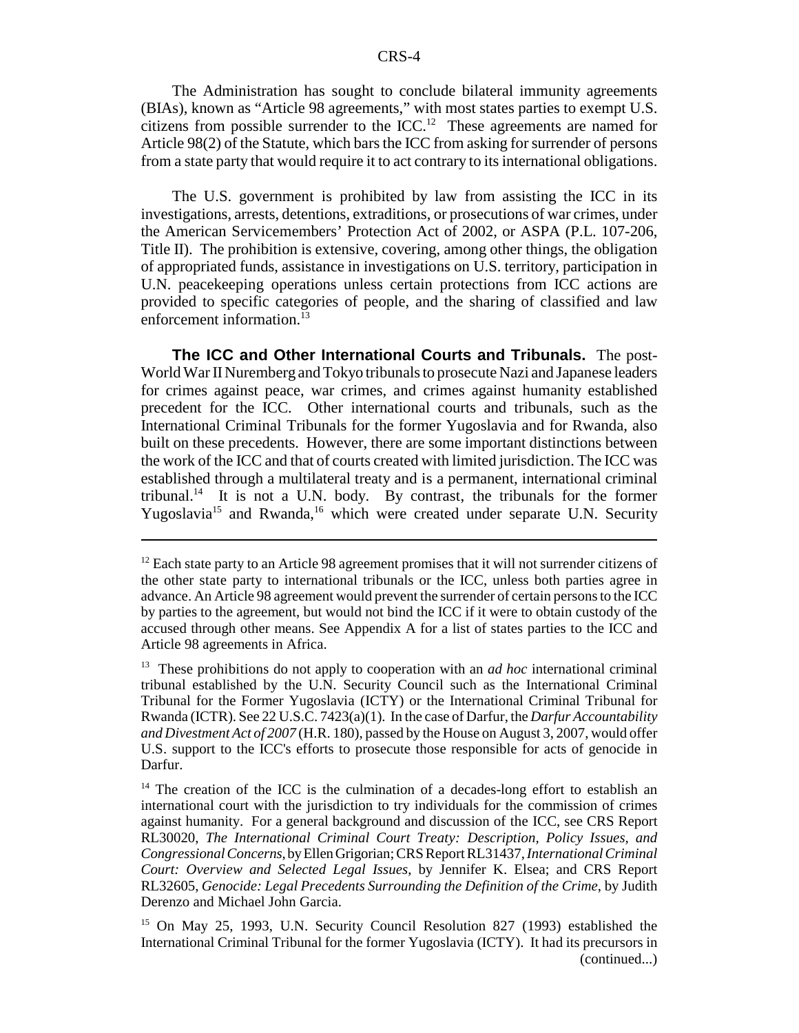The Administration has sought to conclude bilateral immunity agreements (BIAs), known as "Article 98 agreements," with most states parties to exempt U.S. citizens from possible surrender to the ICC.[12] These agreements are named for Article 98(2) of the Statute, which bars the ICC from asking for surrender of persons from a state party that would require it to act contrary to its international obligations.

The U.S. government is prohibited by law from assisting the ICC in its investigations, arrests, detentions, extraditions, or prosecutions of war crimes, under the American Servicemembers' Protection Act of 2002, or ASPA (P.L. 107-206, Title II). The prohibition is extensive, covering, among other things, the obligation of appropriated funds, assistance in investigations on U.S. territory, participation in U.N. peacekeeping operations unless certain protections from ICC actions are provided to specific categories of people, and the sharing of classified and law enforcement information.[13]

**The ICC and Other International Courts and Tribunals.** The post-World War II Nuremberg and Tokyo tribunals to prosecute Nazi and Japanese leaders for crimes against peace, war crimes, and crimes against humanity established precedent for the ICC. Other international courts and tribunals, such as the International Criminal Tribunals for the former Yugoslavia and for Rwanda, also built on these precedents. However, there are some important distinctions between the work of the ICC and that of courts created with limited jurisdiction. The ICC was established through a multilateral treaty and is a permanent, international criminal tribunal.[14] It is not a U.N. body. By contrast, the tribunals for the former Yugoslavia[15] and Rwanda,[16] which were created under separate U.N. Security

---

[12] Each state party to an Article 98 agreement promises that it will not surrender citizens of the other state party to international tribunals or the ICC, unless both parties agree in advance. An Article 98 agreement would prevent the surrender of certain persons to the ICC by parties to the agreement, but would not bind the ICC if it were to obtain custody of the accused through other means. See Appendix A for a list of states parties to the ICC and Article 98 agreements in Africa.

[13] These prohibitions do not apply to cooperation with an *ad hoc* international criminal tribunal established by the U.N. Security Council such as the International Criminal Tribunal for the Former Yugoslavia (ICTY) or the International Criminal Tribunal for Rwanda (ICTR). See 22 U.S.C. 7423(a)(1). In the case of Darfur, the *Darfur Accountability and Divestment Act of 2007* (H.R. 180), passed by the House on August 3, 2007, would offer U.S. support to the ICC's efforts to prosecute those responsible for acts of genocide in Darfur.

[14] The creation of the ICC is the culmination of a decades-long effort to establish an international court with the jurisdiction to try individuals for the commission of crimes against humanity. For a general background and discussion of the ICC, see CRS Report RL30020, *The International Criminal Court Treaty: Description, Policy Issues, and Congressional Concerns*, by Ellen Grigorian; CRS Report RL31437, *International Criminal Court: Overview and Selected Legal Issues*, by Jennifer K. Elsea; and CRS Report RL32605, *Genocide: Legal Precedents Surrounding the Definition of the Crime*, by Judith Derenzo and Michael John Garcia.

[15] On May 25, 1993, U.N. Security Council Resolution 827 (1993) established the International Criminal Tribunal for the former Yugoslavia (ICTY). It had its precursors in (continued...)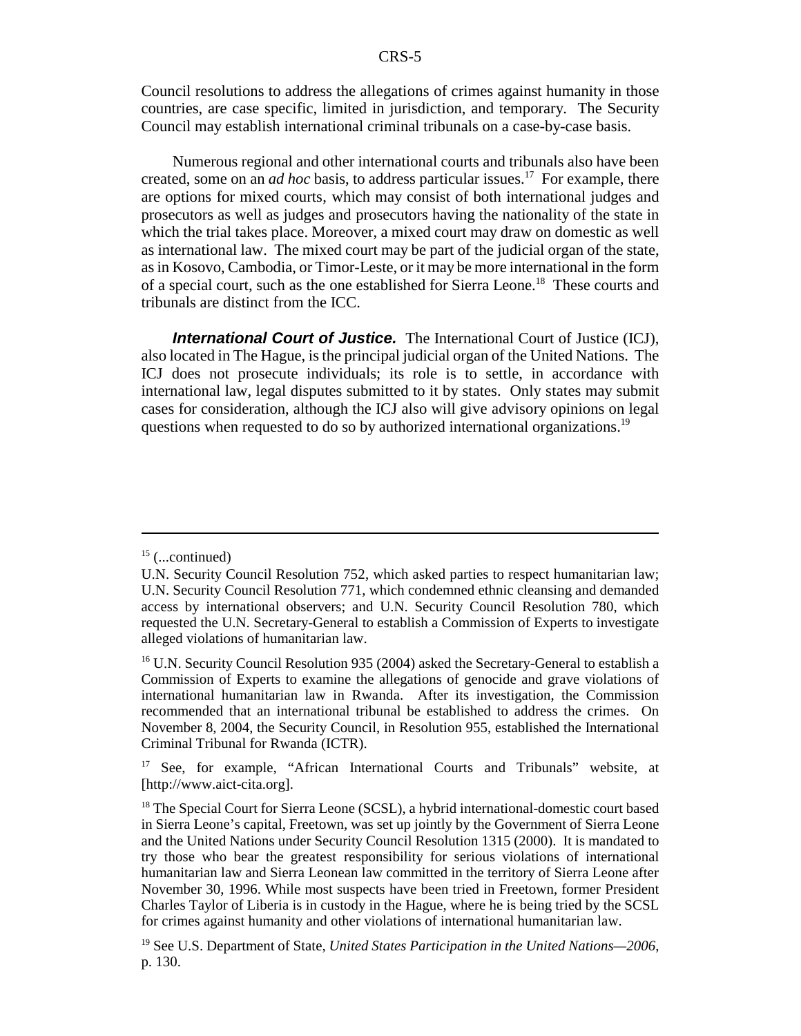Council resolutions to address the allegations of crimes against humanity in those countries, are case specific, limited in jurisdiction, and temporary. The Security Council may establish international criminal tribunals on a case-by-case basis.

Numerous regional and other international courts and tribunals also have been created, some on an *ad hoc* basis, to address particular issues.[17] For example, there are options for mixed courts, which may consist of both international judges and prosecutors as well as judges and prosecutors having the nationality of the state in which the trial takes place. Moreover, a mixed court may draw on domestic as well as international law. The mixed court may be part of the judicial organ of the state, as in Kosovo, Cambodia, or Timor-Leste, or it may be more international in the form of a special court, such as the one established for Sierra Leone.[18] These courts and tribunals are distinct from the ICC.

***International Court of Justice.*** The International Court of Justice (ICJ), also located in The Hague, is the principal judicial organ of the United Nations. The ICJ does not prosecute individuals; its role is to settle, in accordance with international law, legal disputes submitted to it by states. Only states may submit cases for consideration, although the ICJ also will give advisory opinions on legal questions when requested to do so by authorized international organizations.[19]

---

[15] (...continued)
U.N. Security Council Resolution 752, which asked parties to respect humanitarian law; U.N. Security Council Resolution 771, which condemned ethnic cleansing and demanded access by international observers; and U.N. Security Council Resolution 780, which requested the U.N. Secretary-General to establish a Commission of Experts to investigate alleged violations of humanitarian law.

[16] U.N. Security Council Resolution 935 (2004) asked the Secretary-General to establish a Commission of Experts to examine the allegations of genocide and grave violations of international humanitarian law in Rwanda. After its investigation, the Commission recommended that an international tribunal be established to address the crimes. On November 8, 2004, the Security Council, in Resolution 955, established the International Criminal Tribunal for Rwanda (ICTR).

[17] See, for example, "African International Courts and Tribunals" website, at [http://www.aict-cita.org].

[18] The Special Court for Sierra Leone (SCSL), a hybrid international-domestic court based in Sierra Leone's capital, Freetown, was set up jointly by the Government of Sierra Leone and the United Nations under Security Council Resolution 1315 (2000). It is mandated to try those who bear the greatest responsibility for serious violations of international humanitarian law and Sierra Leonean law committed in the territory of Sierra Leone after November 30, 1996. While most suspects have been tried in Freetown, former President Charles Taylor of Liberia is in custody in the Hague, where he is being tried by the SCSL for crimes against humanity and other violations of international humanitarian law.

[19] See U.S. Department of State, *United States Participation in the United Nations—2006*, p. 130.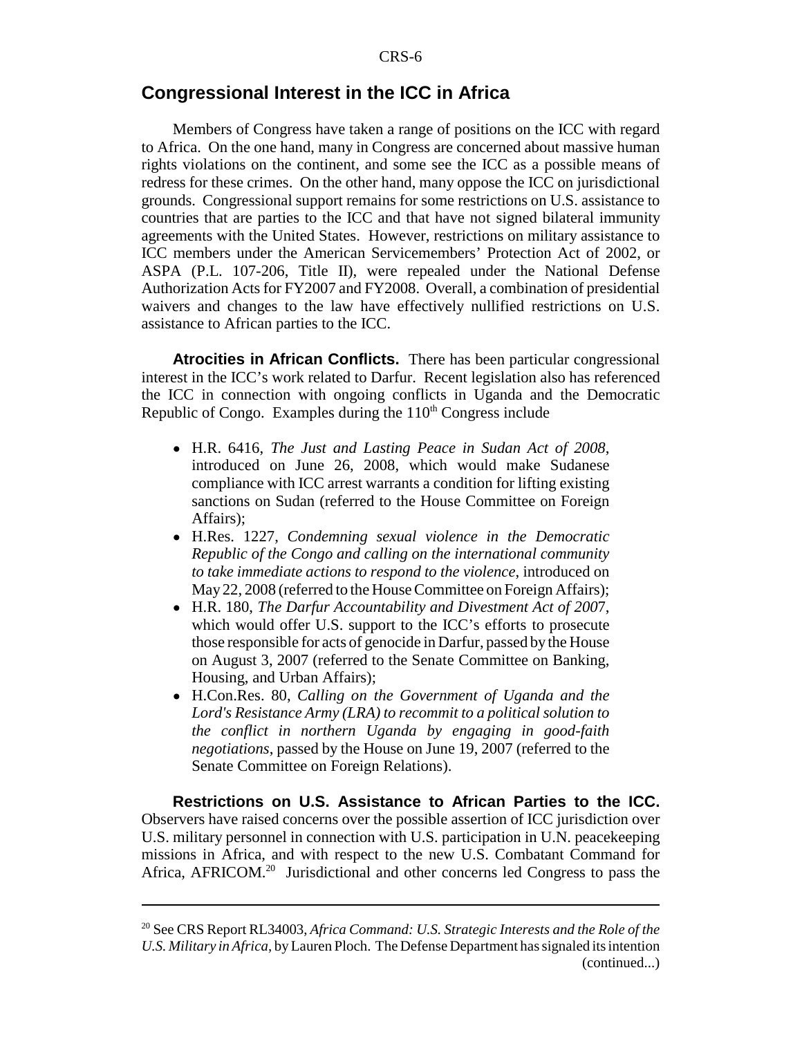## Congressional Interest in the ICC in Africa

Members of Congress have taken a range of positions on the ICC with regard to Africa. On the one hand, many in Congress are concerned about massive human rights violations on the continent, and some see the ICC as a possible means of redress for these crimes. On the other hand, many oppose the ICC on jurisdictional grounds. Congressional support remains for some restrictions on U.S. assistance to countries that are parties to the ICC and that have not signed bilateral immunity agreements with the United States. However, restrictions on military assistance to ICC members under the American Servicemembers' Protection Act of 2002, or ASPA (P.L. 107-206, Title II), were repealed under the National Defense Authorization Acts for FY2007 and FY2008. Overall, a combination of presidential waivers and changes to the law have effectively nullified restrictions on U.S. assistance to African parties to the ICC.

**Atrocities in African Conflicts.** There has been particular congressional interest in the ICC's work related to Darfur. Recent legislation also has referenced the ICC in connection with ongoing conflicts in Uganda and the Democratic Republic of Congo. Examples during the 110th Congress include

- H.R. 6416, *The Just and Lasting Peace in Sudan Act of 2008*, introduced on June 26, 2008, which would make Sudanese compliance with ICC arrest warrants a condition for lifting existing sanctions on Sudan (referred to the House Committee on Foreign Affairs);
- H.Res. 1227, *Condemning sexual violence in the Democratic Republic of the Congo and calling on the international community to take immediate actions to respond to the violence*, introduced on May 22, 2008 (referred to the House Committee on Foreign Affairs);
- H.R. 180, *The Darfur Accountability and Divestment Act of 2007*, which would offer U.S. support to the ICC's efforts to prosecute those responsible for acts of genocide in Darfur, passed by the House on August 3, 2007 (referred to the Senate Committee on Banking, Housing, and Urban Affairs);
- H.Con.Res. 80, *Calling on the Government of Uganda and the Lord's Resistance Army (LRA) to recommit to a political solution to the conflict in northern Uganda by engaging in good-faith negotiations*, passed by the House on June 19, 2007 (referred to the Senate Committee on Foreign Relations).

**Restrictions on U.S. Assistance to African Parties to the ICC.** Observers have raised concerns over the possible assertion of ICC jurisdiction over U.S. military personnel in connection with U.S. participation in U.N. peacekeeping missions in Africa, and with respect to the new U.S. Combatant Command for Africa, AFRICOM.[20] Jurisdictional and other concerns led Congress to pass the

---

[20] See CRS Report RL34003, *Africa Command: U.S. Strategic Interests and the Role of the U.S. Military in Africa*, by Lauren Ploch. The Defense Department has signaled its intention (continued...)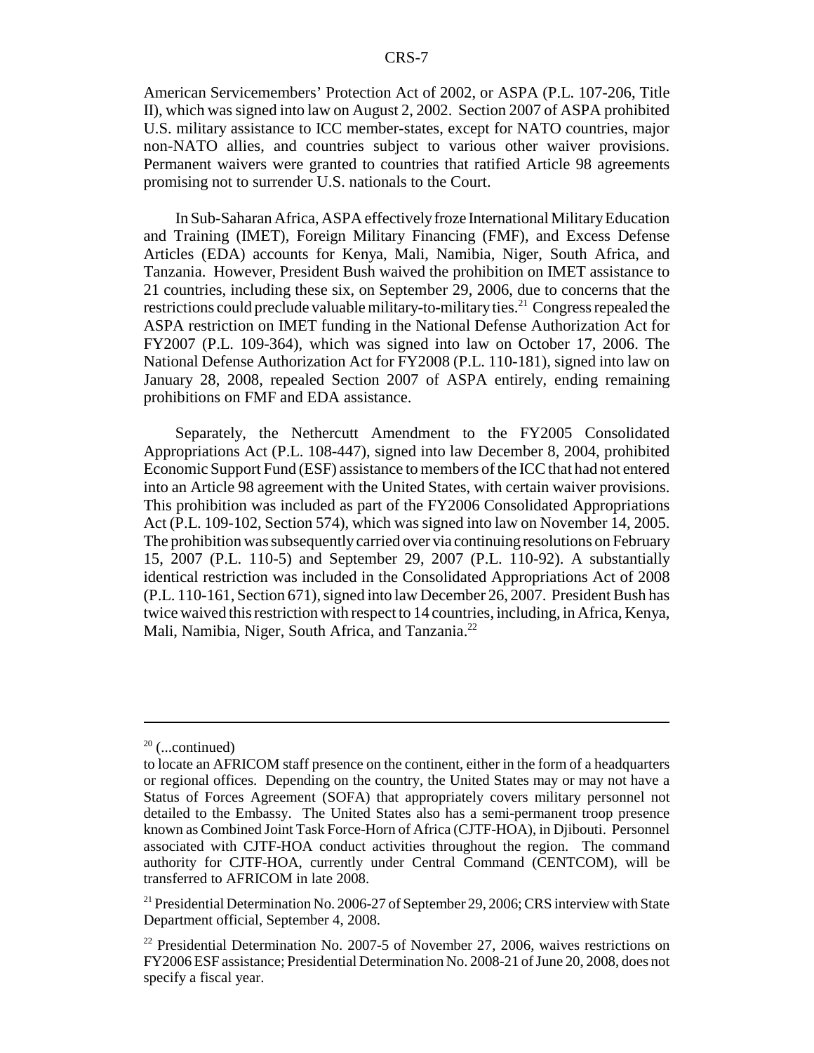American Servicemembers' Protection Act of 2002, or ASPA (P.L. 107-206, Title II), which was signed into law on August 2, 2002. Section 2007 of ASPA prohibited U.S. military assistance to ICC member-states, except for NATO countries, major non-NATO allies, and countries subject to various other waiver provisions. Permanent waivers were granted to countries that ratified Article 98 agreements promising not to surrender U.S. nationals to the Court.

In Sub-Saharan Africa, ASPA effectively froze International Military Education and Training (IMET), Foreign Military Financing (FMF), and Excess Defense Articles (EDA) accounts for Kenya, Mali, Namibia, Niger, South Africa, and Tanzania. However, President Bush waived the prohibition on IMET assistance to 21 countries, including these six, on September 29, 2006, due to concerns that the restrictions could preclude valuable military-to-military ties.[21] Congress repealed the ASPA restriction on IMET funding in the National Defense Authorization Act for FY2007 (P.L. 109-364), which was signed into law on October 17, 2006. The National Defense Authorization Act for FY2008 (P.L. 110-181), signed into law on January 28, 2008, repealed Section 2007 of ASPA entirely, ending remaining prohibitions on FMF and EDA assistance.

Separately, the Nethercutt Amendment to the FY2005 Consolidated Appropriations Act (P.L. 108-447), signed into law December 8, 2004, prohibited Economic Support Fund (ESF) assistance to members of the ICC that had not entered into an Article 98 agreement with the United States, with certain waiver provisions. This prohibition was included as part of the FY2006 Consolidated Appropriations Act (P.L. 109-102, Section 574), which was signed into law on November 14, 2005. The prohibition was subsequently carried over via continuing resolutions on February 15, 2007 (P.L. 110-5) and September 29, 2007 (P.L. 110-92). A substantially identical restriction was included in the Consolidated Appropriations Act of 2008 (P.L. 110-161, Section 671), signed into law December 26, 2007. President Bush has twice waived this restriction with respect to 14 countries, including, in Africa, Kenya, Mali, Namibia, Niger, South Africa, and Tanzania.[22]

---

[20] (...continued)
to locate an AFRICOM staff presence on the continent, either in the form of a headquarters or regional offices. Depending on the country, the United States may or may not have a Status of Forces Agreement (SOFA) that appropriately covers military personnel not detailed to the Embassy. The United States also has a semi-permanent troop presence known as Combined Joint Task Force-Horn of Africa (CJTF-HOA), in Djibouti. Personnel associated with CJTF-HOA conduct activities throughout the region. The command authority for CJTF-HOA, currently under Central Command (CENTCOM), will be transferred to AFRICOM in late 2008.

[21] Presidential Determination No. 2006-27 of September 29, 2006; CRS interview with State Department official, September 4, 2008.

[22] Presidential Determination No. 2007-5 of November 27, 2006, waives restrictions on FY2006 ESF assistance; Presidential Determination No. 2008-21 of June 20, 2008, does not specify a fiscal year.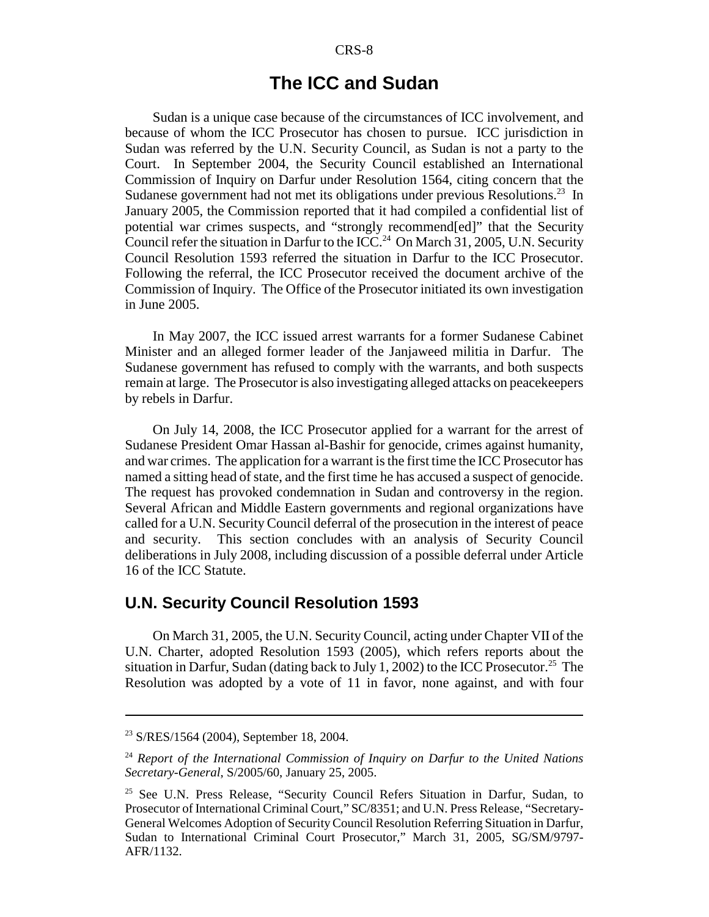## The ICC and Sudan

Sudan is a unique case because of the circumstances of ICC involvement, and because of whom the ICC Prosecutor has chosen to pursue. ICC jurisdiction in Sudan was referred by the U.N. Security Council, as Sudan is not a party to the Court. In September 2004, the Security Council established an International Commission of Inquiry on Darfur under Resolution 1564, citing concern that the Sudanese government had not met its obligations under previous Resolutions.[23] In January 2005, the Commission reported that it had compiled a confidential list of potential war crimes suspects, and "strongly recommend[ed]" that the Security Council refer the situation in Darfur to the ICC.[24] On March 31, 2005, U.N. Security Council Resolution 1593 referred the situation in Darfur to the ICC Prosecutor. Following the referral, the ICC Prosecutor received the document archive of the Commission of Inquiry. The Office of the Prosecutor initiated its own investigation in June 2005.

In May 2007, the ICC issued arrest warrants for a former Sudanese Cabinet Minister and an alleged former leader of the Janjaweed militia in Darfur. The Sudanese government has refused to comply with the warrants, and both suspects remain at large. The Prosecutor is also investigating alleged attacks on peacekeepers by rebels in Darfur.

On July 14, 2008, the ICC Prosecutor applied for a warrant for the arrest of Sudanese President Omar Hassan al-Bashir for genocide, crimes against humanity, and war crimes. The application for a warrant is the first time the ICC Prosecutor has named a sitting head of state, and the first time he has accused a suspect of genocide. The request has provoked condemnation in Sudan and controversy in the region. Several African and Middle Eastern governments and regional organizations have called for a U.N. Security Council deferral of the prosecution in the interest of peace and security. This section concludes with an analysis of Security Council deliberations in July 2008, including discussion of a possible deferral under Article 16 of the ICC Statute.

### U.N. Security Council Resolution 1593

On March 31, 2005, the U.N. Security Council, acting under Chapter VII of the U.N. Charter, adopted Resolution 1593 (2005), which refers reports about the situation in Darfur, Sudan (dating back to July 1, 2002) to the ICC Prosecutor.[25] The Resolution was adopted by a vote of 11 in favor, none against, and with four

---

[23] S/RES/1564 (2004), September 18, 2004.

[24] *Report of the International Commission of Inquiry on Darfur to the United Nations Secretary-General*, S/2005/60, January 25, 2005.

[25] See U.N. Press Release, "Security Council Refers Situation in Darfur, Sudan, to Prosecutor of International Criminal Court," SC/8351; and U.N. Press Release, "Secretary-General Welcomes Adoption of Security Council Resolution Referring Situation in Darfur, Sudan to International Criminal Court Prosecutor," March 31, 2005, SG/SM/9797-AFR/1132.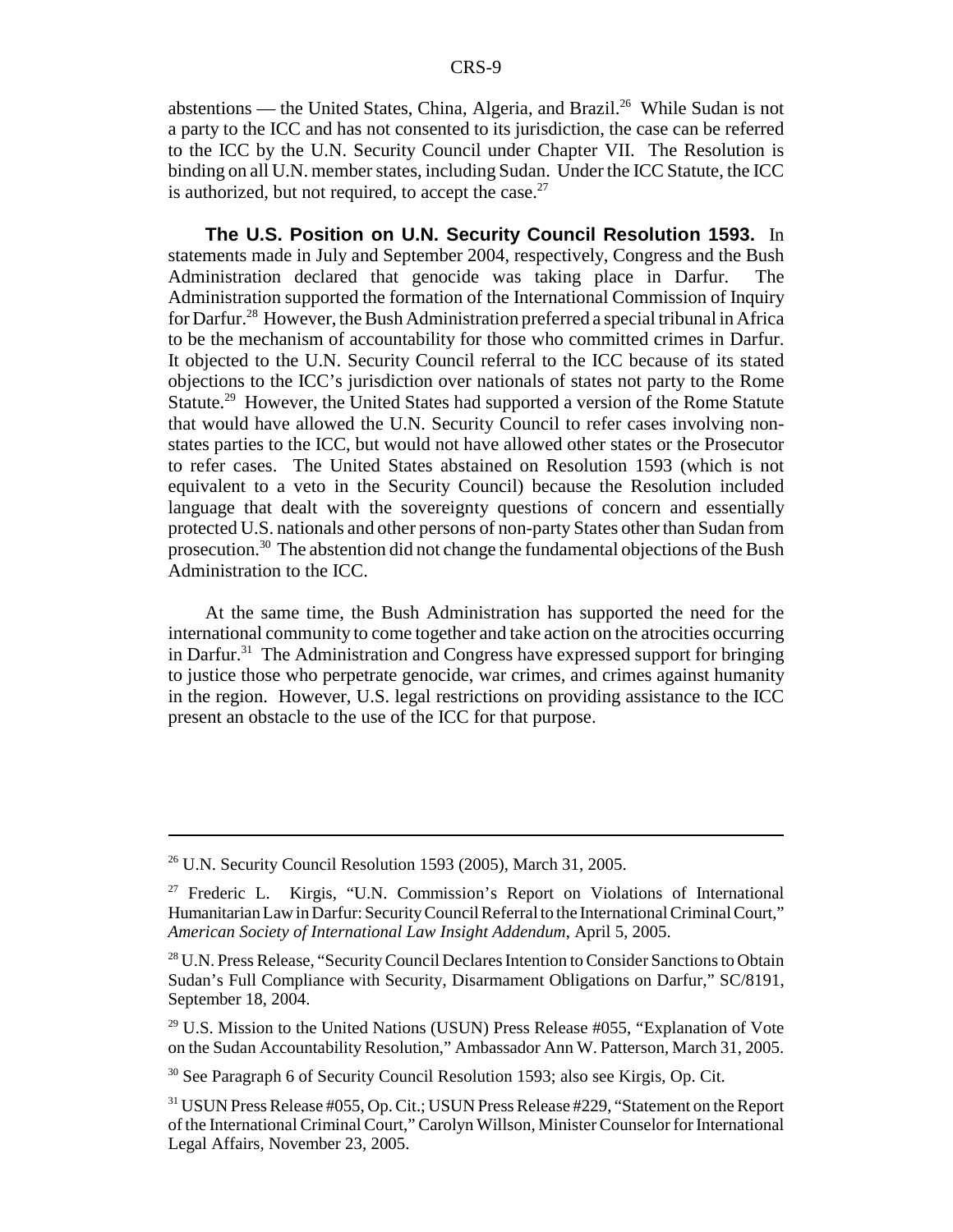abstentions — the United States, China, Algeria, and Brazil.[26] While Sudan is not a party to the ICC and has not consented to its jurisdiction, the case can be referred to the ICC by the U.N. Security Council under Chapter VII. The Resolution is binding on all U.N. member states, including Sudan. Under the ICC Statute, the ICC is authorized, but not required, to accept the case.[27]

**The U.S. Position on U.N. Security Council Resolution 1593.** In statements made in July and September 2004, respectively, Congress and the Bush Administration declared that genocide was taking place in Darfur. The Administration supported the formation of the International Commission of Inquiry for Darfur.[28] However, the Bush Administration preferred a special tribunal in Africa to be the mechanism of accountability for those who committed crimes in Darfur. It objected to the U.N. Security Council referral to the ICC because of its stated objections to the ICC's jurisdiction over nationals of states not party to the Rome Statute.[29] However, the United States had supported a version of the Rome Statute that would have allowed the U.N. Security Council to refer cases involving non-states parties to the ICC, but would not have allowed other states or the Prosecutor to refer cases. The United States abstained on Resolution 1593 (which is not equivalent to a veto in the Security Council) because the Resolution included language that dealt with the sovereignty questions of concern and essentially protected U.S. nationals and other persons of non-party States other than Sudan from prosecution.[30] The abstention did not change the fundamental objections of the Bush Administration to the ICC.

At the same time, the Bush Administration has supported the need for the international community to come together and take action on the atrocities occurring in Darfur.[31] The Administration and Congress have expressed support for bringing to justice those who perpetrate genocide, war crimes, and crimes against humanity in the region. However, U.S. legal restrictions on providing assistance to the ICC present an obstacle to the use of the ICC for that purpose.

---

[26] U.N. Security Council Resolution 1593 (2005), March 31, 2005.

[27] Frederic L. Kirgis, "U.N. Commission's Report on Violations of International Humanitarian Law in Darfur: Security Council Referral to the International Criminal Court," *American Society of International Law Insight Addendum*, April 5, 2005.

[28] U.N. Press Release, "Security Council Declares Intention to Consider Sanctions to Obtain Sudan's Full Compliance with Security, Disarmament Obligations on Darfur," SC/8191, September 18, 2004.

[29] U.S. Mission to the United Nations (USUN) Press Release #055, "Explanation of Vote on the Sudan Accountability Resolution," Ambassador Ann W. Patterson, March 31, 2005.

[30] See Paragraph 6 of Security Council Resolution 1593; also see Kirgis, Op. Cit.

[31] USUN Press Release #055, Op. Cit.; USUN Press Release #229, "Statement on the Report of the International Criminal Court," Carolyn Willson, Minister Counselor for International Legal Affairs, November 23, 2005.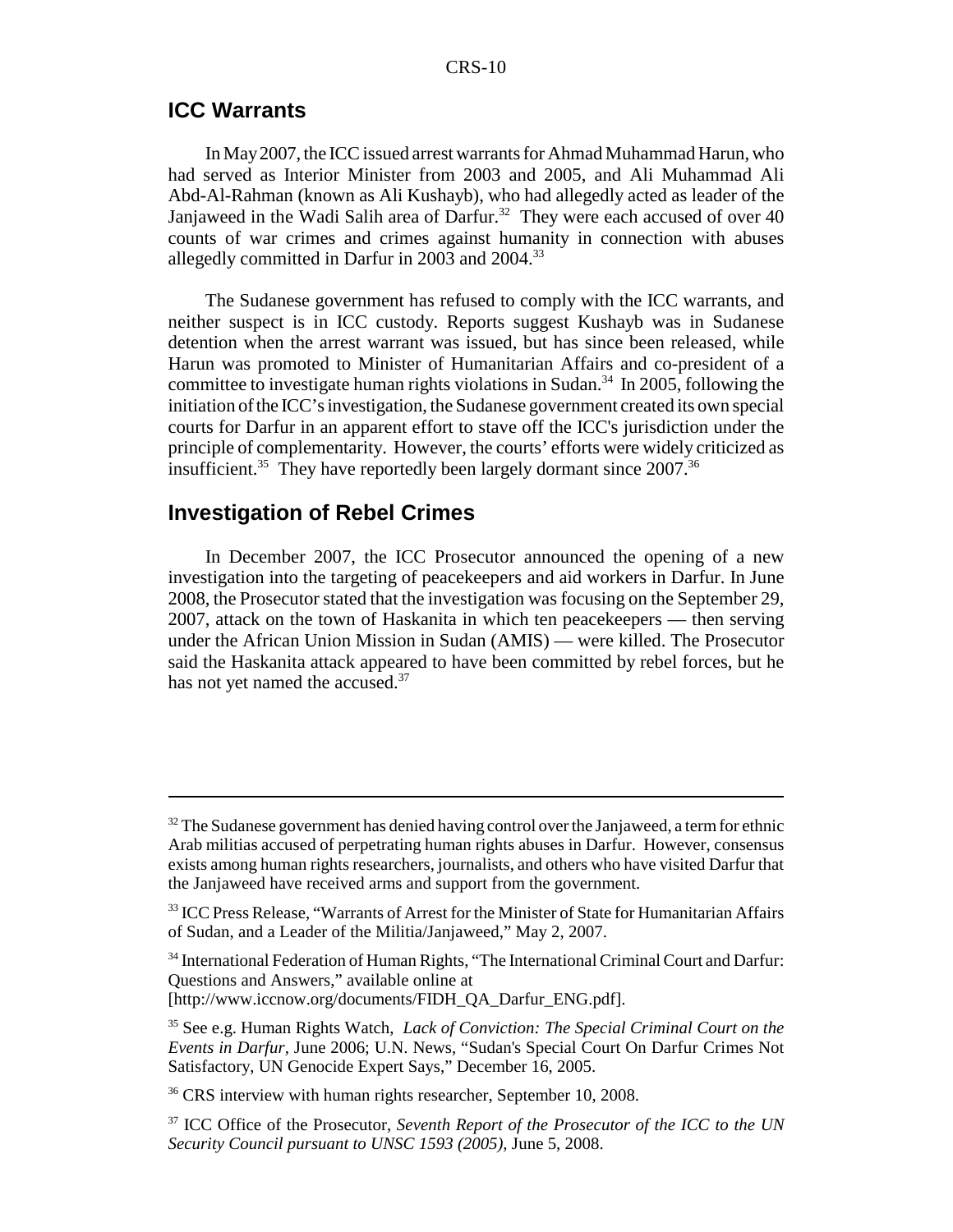## ICC Warrants

In May 2007, the ICC issued arrest warrants for Ahmad Muhammad Harun, who had served as Interior Minister from 2003 and 2005, and Ali Muhammad Ali Abd-Al-Rahman (known as Ali Kushayb), who had allegedly acted as leader of the Janjaweed in the Wadi Salih area of Darfur.[32] They were each accused of over 40 counts of war crimes and crimes against humanity in connection with abuses allegedly committed in Darfur in 2003 and 2004.[33]

The Sudanese government has refused to comply with the ICC warrants, and neither suspect is in ICC custody. Reports suggest Kushayb was in Sudanese detention when the arrest warrant was issued, but has since been released, while Harun was promoted to Minister of Humanitarian Affairs and co-president of a committee to investigate human rights violations in Sudan.[34] In 2005, following the initiation of the ICC's investigation, the Sudanese government created its own special courts for Darfur in an apparent effort to stave off the ICC's jurisdiction under the principle of complementarity. However, the courts' efforts were widely criticized as insufficient.[35] They have reportedly been largely dormant since 2007.[36]

## Investigation of Rebel Crimes

In December 2007, the ICC Prosecutor announced the opening of a new investigation into the targeting of peacekeepers and aid workers in Darfur. In June 2008, the Prosecutor stated that the investigation was focusing on the September 29, 2007, attack on the town of Haskanita in which ten peacekeepers — then serving under the African Union Mission in Sudan (AMIS) — were killed. The Prosecutor said the Haskanita attack appeared to have been committed by rebel forces, but he has not yet named the accused.[37]

---

[32] The Sudanese government has denied having control over the Janjaweed, a term for ethnic Arab militias accused of perpetrating human rights abuses in Darfur. However, consensus exists among human rights researchers, journalists, and others who have visited Darfur that the Janjaweed have received arms and support from the government.

[33] ICC Press Release, "Warrants of Arrest for the Minister of State for Humanitarian Affairs of Sudan, and a Leader of the Militia/Janjaweed," May 2, 2007.

[34] International Federation of Human Rights, "The International Criminal Court and Darfur: Questions and Answers," available online at [http://www.iccnow.org/documents/FIDH_QA_Darfur_ENG.pdf].

[35] See e.g. Human Rights Watch, *Lack of Conviction: The Special Criminal Court on the Events in Darfur*, June 2006; U.N. News, "Sudan's Special Court On Darfur Crimes Not Satisfactory, UN Genocide Expert Says," December 16, 2005.

[36] CRS interview with human rights researcher, September 10, 2008.

[37] ICC Office of the Prosecutor, *Seventh Report of the Prosecutor of the ICC to the UN Security Council pursuant to UNSC 1593 (2005)*, June 5, 2008.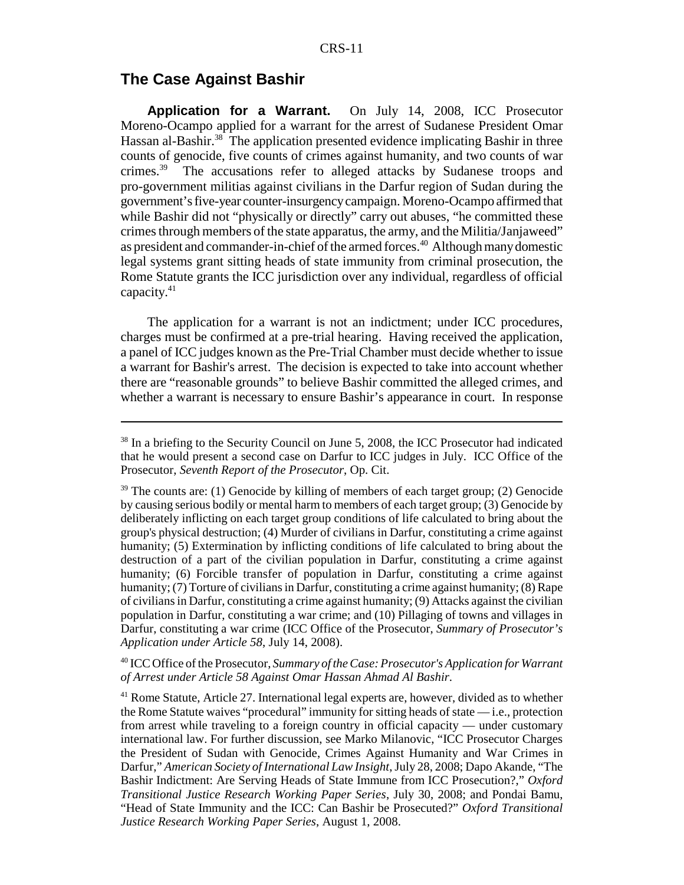## The Case Against Bashir

**Application for a Warrant.** On July 14, 2008, ICC Prosecutor Moreno-Ocampo applied for a warrant for the arrest of Sudanese President Omar Hassan al-Bashir.[38] The application presented evidence implicating Bashir in three counts of genocide, five counts of crimes against humanity, and two counts of war crimes.[39] The accusations refer to alleged attacks by Sudanese troops and pro-government militias against civilians in the Darfur region of Sudan during the government's five-year counter-insurgency campaign. Moreno-Ocampo affirmed that while Bashir did not "physically or directly" carry out abuses, "he committed these crimes through members of the state apparatus, the army, and the Militia/Janjaweed" as president and commander-in-chief of the armed forces.[40] Although many domestic legal systems grant sitting heads of state immunity from criminal prosecution, the Rome Statute grants the ICC jurisdiction over any individual, regardless of official capacity.[41]

The application for a warrant is not an indictment; under ICC procedures, charges must be confirmed at a pre-trial hearing. Having received the application, a panel of ICC judges known as the Pre-Trial Chamber must decide whether to issue a warrant for Bashir's arrest. The decision is expected to take into account whether there are "reasonable grounds" to believe Bashir committed the alleged crimes, and whether a warrant is necessary to ensure Bashir's appearance in court. In response

---

[38] In a briefing to the Security Council on June 5, 2008, the ICC Prosecutor had indicated that he would present a second case on Darfur to ICC judges in July. ICC Office of the Prosecutor, *Seventh Report of the Prosecutor*, Op. Cit.

[39] The counts are: (1) Genocide by killing of members of each target group; (2) Genocide by causing serious bodily or mental harm to members of each target group; (3) Genocide by deliberately inflicting on each target group conditions of life calculated to bring about the group's physical destruction; (4) Murder of civilians in Darfur, constituting a crime against humanity; (5) Extermination by inflicting conditions of life calculated to bring about the destruction of a part of the civilian population in Darfur, constituting a crime against humanity; (6) Forcible transfer of population in Darfur, constituting a crime against humanity; (7) Torture of civilians in Darfur, constituting a crime against humanity; (8) Rape of civilians in Darfur, constituting a crime against humanity; (9) Attacks against the civilian population in Darfur, constituting a war crime; and (10) Pillaging of towns and villages in Darfur, constituting a war crime (ICC Office of the Prosecutor, *Summary of Prosecutor's Application under Article 58*, July 14, 2008).

[40] ICC Office of the Prosecutor, *Summary of the Case: Prosecutor's Application for Warrant of Arrest under Article 58 Against Omar Hassan Ahmad Al Bashir*.

[41] Rome Statute, Article 27. International legal experts are, however, divided as to whether the Rome Statute waives "procedural" immunity for sitting heads of state — i.e., protection from arrest while traveling to a foreign country in official capacity — under customary international law. For further discussion, see Marko Milanovic, "ICC Prosecutor Charges the President of Sudan with Genocide, Crimes Against Humanity and War Crimes in Darfur," *American Society of International Law Insight*, July 28, 2008; Dapo Akande, "The Bashir Indictment: Are Serving Heads of State Immune from ICC Prosecution?," *Oxford Transitional Justice Research Working Paper Series*, July 30, 2008; and Pondai Bamu, "Head of State Immunity and the ICC: Can Bashir be Prosecuted?" *Oxford Transitional Justice Research Working Paper Series*, August 1, 2008.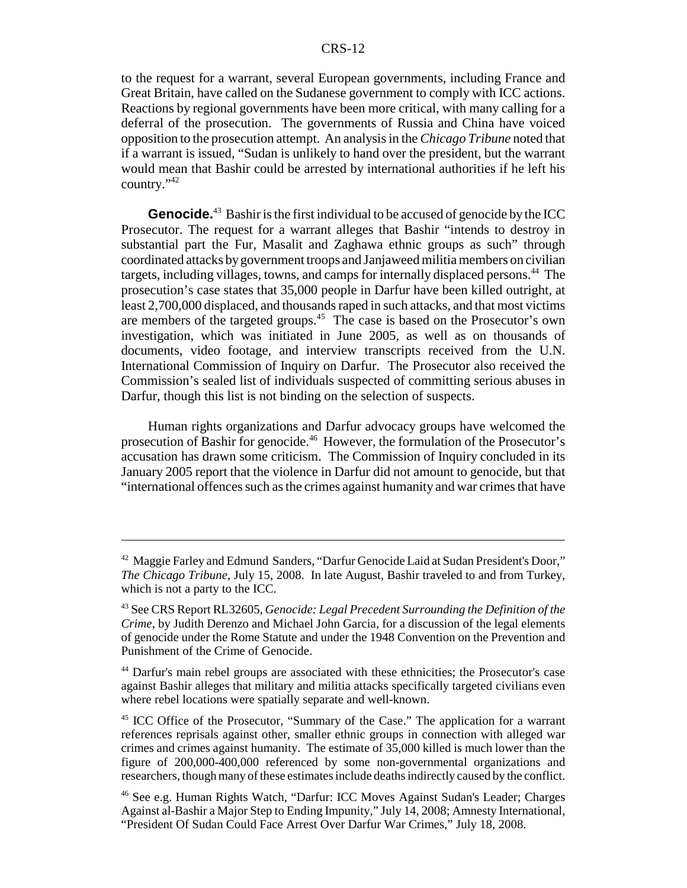to the request for a warrant, several European governments, including France and Great Britain, have called on the Sudanese government to comply with ICC actions. Reactions by regional governments have been more critical, with many calling for a deferral of the prosecution. The governments of Russia and China have voiced opposition to the prosecution attempt. An analysis in the *Chicago Tribune* noted that if a warrant is issued, "Sudan is unlikely to hand over the president, but the warrant would mean that Bashir could be arrested by international authorities if he left his country."[42]

**Genocide.**[43] Bashir is the first individual to be accused of genocide by the ICC Prosecutor. The request for a warrant alleges that Bashir "intends to destroy in substantial part the Fur, Masalit and Zaghawa ethnic groups as such" through coordinated attacks by government troops and Janjaweed militia members on civilian targets, including villages, towns, and camps for internally displaced persons.[44] The prosecution's case states that 35,000 people in Darfur have been killed outright, at least 2,700,000 displaced, and thousands raped in such attacks, and that most victims are members of the targeted groups.[45] The case is based on the Prosecutor's own investigation, which was initiated in June 2005, as well as on thousands of documents, video footage, and interview transcripts received from the U.N. International Commission of Inquiry on Darfur. The Prosecutor also received the Commission's sealed list of individuals suspected of committing serious abuses in Darfur, though this list is not binding on the selection of suspects.

Human rights organizations and Darfur advocacy groups have welcomed the prosecution of Bashir for genocide.[46] However, the formulation of the Prosecutor's accusation has drawn some criticism. The Commission of Inquiry concluded in its January 2005 report that the violence in Darfur did not amount to genocide, but that "international offences such as the crimes against humanity and war crimes that have

---

[42] Maggie Farley and Edmund Sanders, "Darfur Genocide Laid at Sudan President's Door," *The Chicago Tribune*, July 15, 2008. In late August, Bashir traveled to and from Turkey, which is not a party to the ICC.

[43] See CRS Report RL32605, *Genocide: Legal Precedent Surrounding the Definition of the Crime*, by Judith Derenzo and Michael John Garcia, for a discussion of the legal elements of genocide under the Rome Statute and under the 1948 Convention on the Prevention and Punishment of the Crime of Genocide.

[44] Darfur's main rebel groups are associated with these ethnicities; the Prosecutor's case against Bashir alleges that military and militia attacks specifically targeted civilians even where rebel locations were spatially separate and well-known.

[45] ICC Office of the Prosecutor, "Summary of the Case." The application for a warrant references reprisals against other, smaller ethnic groups in connection with alleged war crimes and crimes against humanity. The estimate of 35,000 killed is much lower than the figure of 200,000-400,000 referenced by some non-governmental organizations and researchers, though many of these estimates include deaths indirectly caused by the conflict.

[46] See e.g. Human Rights Watch, "Darfur: ICC Moves Against Sudan's Leader; Charges Against al-Bashir a Major Step to Ending Impunity," July 14, 2008; Amnesty International, "President Of Sudan Could Face Arrest Over Darfur War Crimes," July 18, 2008.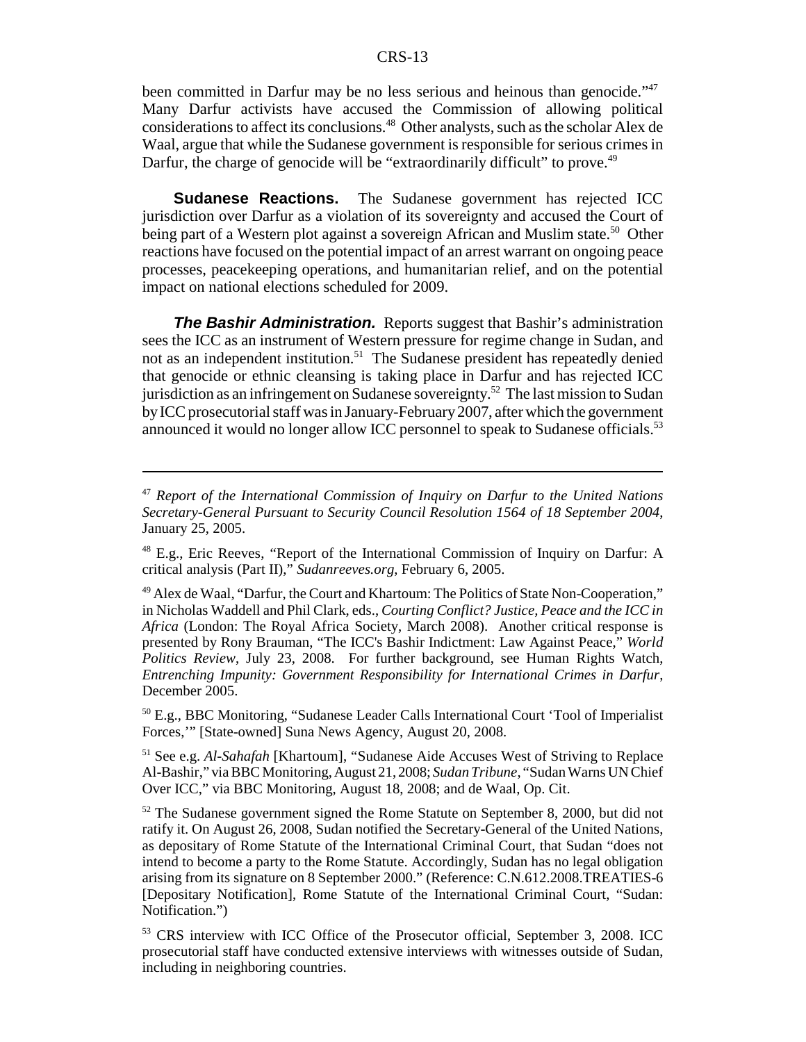been committed in Darfur may be no less serious and heinous than genocide."[47] Many Darfur activists have accused the Commission of allowing political considerations to affect its conclusions.[48] Other analysts, such as the scholar Alex de Waal, argue that while the Sudanese government is responsible for serious crimes in Darfur, the charge of genocide will be "extraordinarily difficult" to prove.[49]

**Sudanese Reactions.** The Sudanese government has rejected ICC jurisdiction over Darfur as a violation of its sovereignty and accused the Court of being part of a Western plot against a sovereign African and Muslim state.[50] Other reactions have focused on the potential impact of an arrest warrant on ongoing peace processes, peacekeeping operations, and humanitarian relief, and on the potential impact on national elections scheduled for 2009.

***The Bashir Administration.*** Reports suggest that Bashir's administration sees the ICC as an instrument of Western pressure for regime change in Sudan, and not as an independent institution.[51] The Sudanese president has repeatedly denied that genocide or ethnic cleansing is taking place in Darfur and has rejected ICC jurisdiction as an infringement on Sudanese sovereignty.[52] The last mission to Sudan by ICC prosecutorial staff was in January-February 2007, after which the government announced it would no longer allow ICC personnel to speak to Sudanese officials.[53]

---

[47] *Report of the International Commission of Inquiry on Darfur to the United Nations Secretary-General Pursuant to Security Council Resolution 1564 of 18 September 2004*, January 25, 2005.

[48] E.g., Eric Reeves, "Report of the International Commission of Inquiry on Darfur: A critical analysis (Part II)," *Sudanreeves.org*, February 6, 2005.

[49] Alex de Waal, "Darfur, the Court and Khartoum: The Politics of State Non-Cooperation," in Nicholas Waddell and Phil Clark, eds., *Courting Conflict? Justice, Peace and the ICC in Africa* (London: The Royal Africa Society, March 2008). Another critical response is presented by Rony Brauman, "The ICC's Bashir Indictment: Law Against Peace," *World Politics Review*, July 23, 2008. For further background, see Human Rights Watch, *Entrenching Impunity: Government Responsibility for International Crimes in Darfur*, December 2005.

[50] E.g., BBC Monitoring, "Sudanese Leader Calls International Court 'Tool of Imperialist Forces,'" [State-owned] Suna News Agency, August 20, 2008.

[51] See e.g. *Al-Sahafah* [Khartoum], "Sudanese Aide Accuses West of Striving to Replace Al-Bashir," via BBC Monitoring, August 21, 2008; *Sudan Tribune*, "Sudan Warns UN Chief Over ICC," via BBC Monitoring, August 18, 2008; and de Waal, Op. Cit.

[52] The Sudanese government signed the Rome Statute on September 8, 2000, but did not ratify it. On August 26, 2008, Sudan notified the Secretary-General of the United Nations, as depositary of Rome Statute of the International Criminal Court, that Sudan "does not intend to become a party to the Rome Statute. Accordingly, Sudan has no legal obligation arising from its signature on 8 September 2000." (Reference: C.N.612.2008.TREATIES-6 [Depositary Notification], Rome Statute of the International Criminal Court, "Sudan: Notification.")

[53] CRS interview with ICC Office of the Prosecutor official, September 3, 2008. ICC prosecutorial staff have conducted extensive interviews with witnesses outside of Sudan, including in neighboring countries.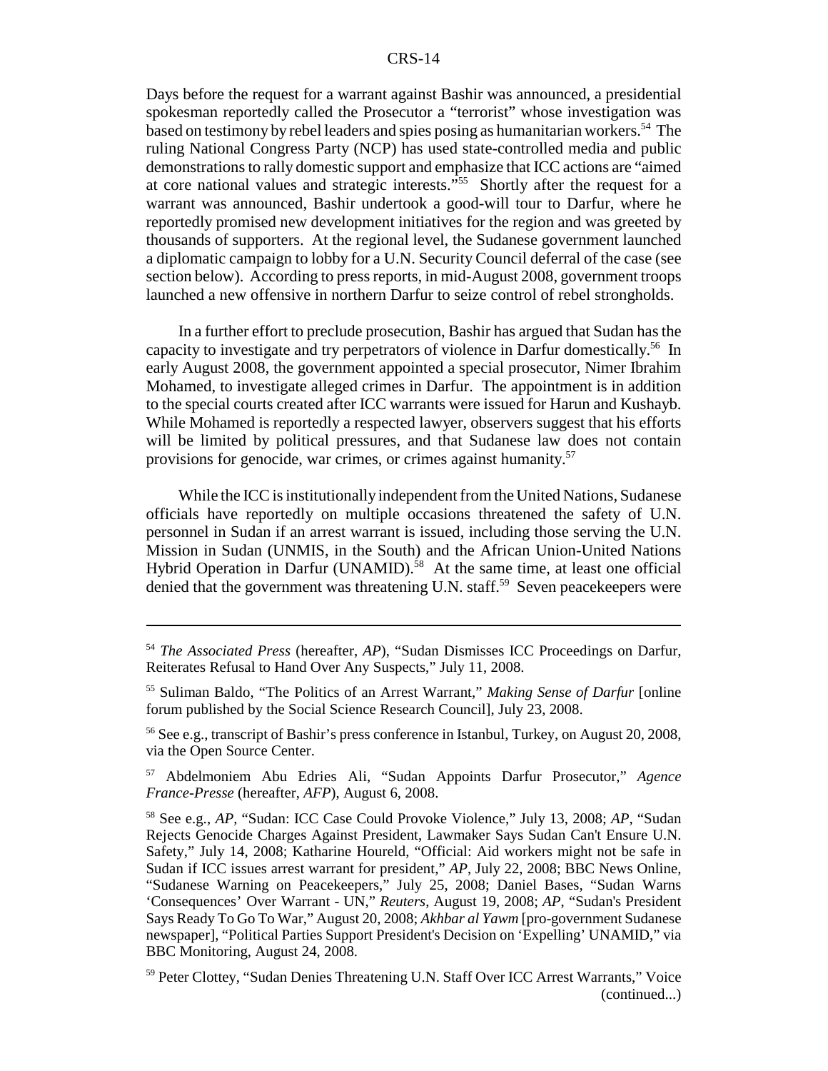Days before the request for a warrant against Bashir was announced, a presidential spokesman reportedly called the Prosecutor a "terrorist" whose investigation was based on testimony by rebel leaders and spies posing as humanitarian workers.[54] The ruling National Congress Party (NCP) has used state-controlled media and public demonstrations to rally domestic support and emphasize that ICC actions are "aimed at core national values and strategic interests."[55] Shortly after the request for a warrant was announced, Bashir undertook a good-will tour to Darfur, where he reportedly promised new development initiatives for the region and was greeted by thousands of supporters. At the regional level, the Sudanese government launched a diplomatic campaign to lobby for a U.N. Security Council deferral of the case (see section below). According to press reports, in mid-August 2008, government troops launched a new offensive in northern Darfur to seize control of rebel strongholds.

In a further effort to preclude prosecution, Bashir has argued that Sudan has the capacity to investigate and try perpetrators of violence in Darfur domestically.[56] In early August 2008, the government appointed a special prosecutor, Nimer Ibrahim Mohamed, to investigate alleged crimes in Darfur. The appointment is in addition to the special courts created after ICC warrants were issued for Harun and Kushayb. While Mohamed is reportedly a respected lawyer, observers suggest that his efforts will be limited by political pressures, and that Sudanese law does not contain provisions for genocide, war crimes, or crimes against humanity.[57]

While the ICC is institutionally independent from the United Nations, Sudanese officials have reportedly on multiple occasions threatened the safety of U.N. personnel in Sudan if an arrest warrant is issued, including those serving the U.N. Mission in Sudan (UNMIS, in the South) and the African Union-United Nations Hybrid Operation in Darfur (UNAMID).[58] At the same time, at least one official denied that the government was threatening U.N. staff.[59] Seven peacekeepers were

---

[54] *The Associated Press* (hereafter, *AP*), "Sudan Dismisses ICC Proceedings on Darfur, Reiterates Refusal to Hand Over Any Suspects," July 11, 2008.

[55] Suliman Baldo, "The Politics of an Arrest Warrant," *Making Sense of Darfur* [online forum published by the Social Science Research Council], July 23, 2008.

[56] See e.g., transcript of Bashir's press conference in Istanbul, Turkey, on August 20, 2008, via the Open Source Center.

[57] Abdelmoniem Abu Edries Ali, "Sudan Appoints Darfur Prosecutor," *Agence France-Presse* (hereafter, *AFP*), August 6, 2008.

[58] See e.g., *AP*, "Sudan: ICC Case Could Provoke Violence," July 13, 2008; *AP*, "Sudan Rejects Genocide Charges Against President, Lawmaker Says Sudan Can't Ensure U.N. Safety," July 14, 2008; Katharine Houreld, "Official: Aid workers might not be safe in Sudan if ICC issues arrest warrant for president," *AP*, July 22, 2008; BBC News Online, "Sudanese Warning on Peacekeepers," July 25, 2008; Daniel Bases, "Sudan Warns 'Consequences' Over Warrant - UN," *Reuters*, August 19, 2008; *AP*, "Sudan's President Says Ready To Go To War," August 20, 2008; *Akhbar al Yawm* [pro-government Sudanese newspaper], "Political Parties Support President's Decision on 'Expelling' UNAMID," via BBC Monitoring, August 24, 2008.

[59] Peter Clottey, "Sudan Denies Threatening U.N. Staff Over ICC Arrest Warrants," Voice (continued...)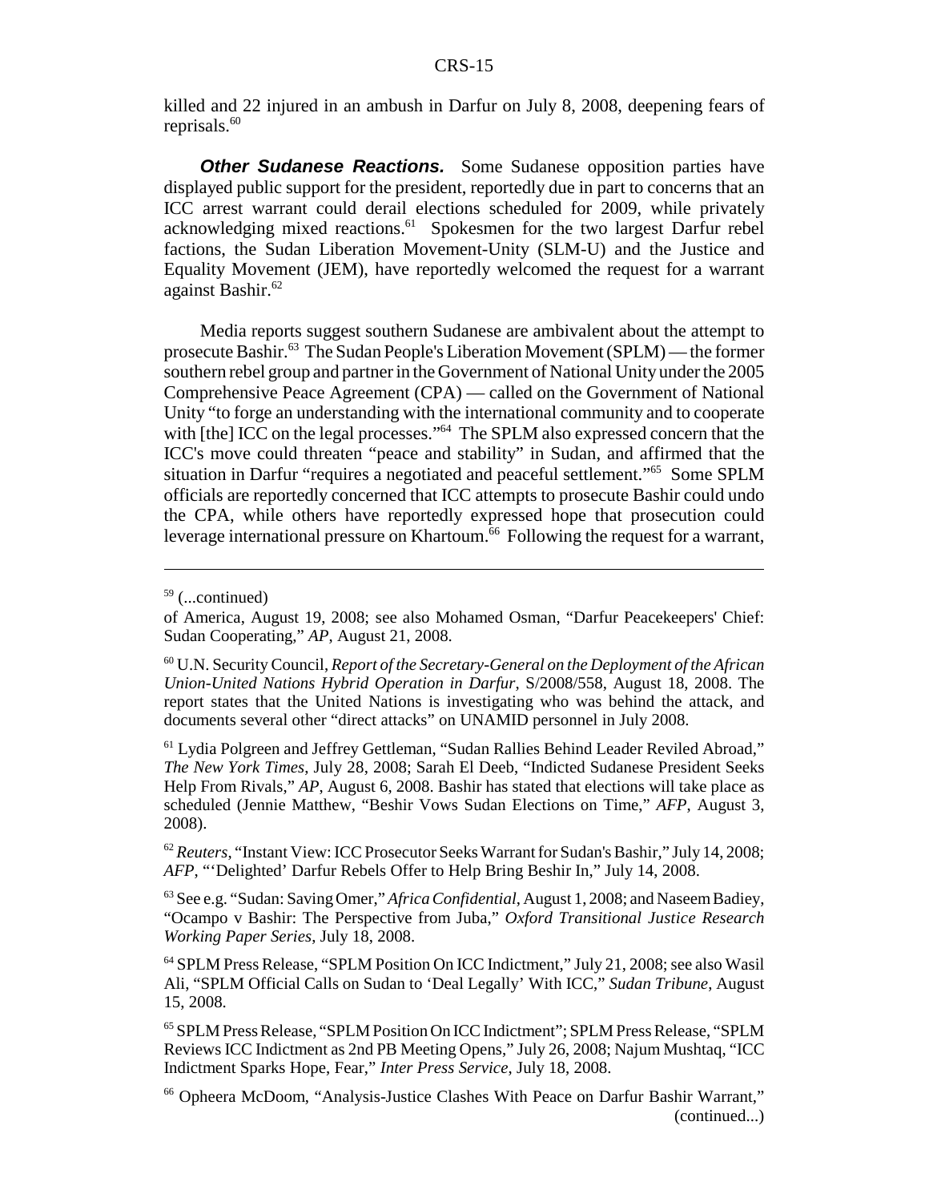killed and 22 injured in an ambush in Darfur on July 8, 2008, deepening fears of reprisals.[60]

***Other Sudanese Reactions.*** Some Sudanese opposition parties have displayed public support for the president, reportedly due in part to concerns that an ICC arrest warrant could derail elections scheduled for 2009, while privately acknowledging mixed reactions.[61] Spokesmen for the two largest Darfur rebel factions, the Sudan Liberation Movement-Unity (SLM-U) and the Justice and Equality Movement (JEM), have reportedly welcomed the request for a warrant against Bashir.[62]

Media reports suggest southern Sudanese are ambivalent about the attempt to prosecute Bashir.[63] The Sudan People's Liberation Movement (SPLM) — the former southern rebel group and partner in the Government of National Unity under the 2005 Comprehensive Peace Agreement (CPA) — called on the Government of National Unity "to forge an understanding with the international community and to cooperate with [the] ICC on the legal processes."[64] The SPLM also expressed concern that the ICC's move could threaten "peace and stability" in Sudan, and affirmed that the situation in Darfur "requires a negotiated and peaceful settlement."[65] Some SPLM officials are reportedly concerned that ICC attempts to prosecute Bashir could undo the CPA, while others have reportedly expressed hope that prosecution could leverage international pressure on Khartoum.[66] Following the request for a warrant,

---

[59] (...continued)

of America, August 19, 2008; see also Mohamed Osman, "Darfur Peacekeepers' Chief: Sudan Cooperating," *AP*, August 21, 2008.

[60] U.N. Security Council, *Report of the Secretary-General on the Deployment of the African Union-United Nations Hybrid Operation in Darfur*, S/2008/558, August 18, 2008. The report states that the United Nations is investigating who was behind the attack, and documents several other "direct attacks" on UNAMID personnel in July 2008.

[61] Lydia Polgreen and Jeffrey Gettleman, "Sudan Rallies Behind Leader Reviled Abroad," *The New York Times*, July 28, 2008; Sarah El Deeb, "Indicted Sudanese President Seeks Help From Rivals," *AP*, August 6, 2008. Bashir has stated that elections will take place as scheduled (Jennie Matthew, "Beshir Vows Sudan Elections on Time," *AFP*, August 3, 2008).

[62] *Reuters*, "Instant View: ICC Prosecutor Seeks Warrant for Sudan's Bashir," July 14, 2008; *AFP*, "'Delighted' Darfur Rebels Offer to Help Bring Beshir In," July 14, 2008.

[63] See e.g. "Sudan: Saving Omer," *Africa Confidential*, August 1, 2008; and Naseem Badiey, "Ocampo v Bashir: The Perspective from Juba," *Oxford Transitional Justice Research Working Paper Series*, July 18, 2008.

[64] SPLM Press Release, "SPLM Position On ICC Indictment," July 21, 2008; see also Wasil Ali, "SPLM Official Calls on Sudan to 'Deal Legally' With ICC," *Sudan Tribune*, August 15, 2008.

[65] SPLM Press Release, "SPLM Position On ICC Indictment"; SPLM Press Release, "SPLM Reviews ICC Indictment as 2nd PB Meeting Opens," July 26, 2008; Najum Mushtaq, "ICC Indictment Sparks Hope, Fear," *Inter Press Service*, July 18, 2008.

[66] Opheera McDoom, "Analysis-Justice Clashes With Peace on Darfur Bashir Warrant," (continued...)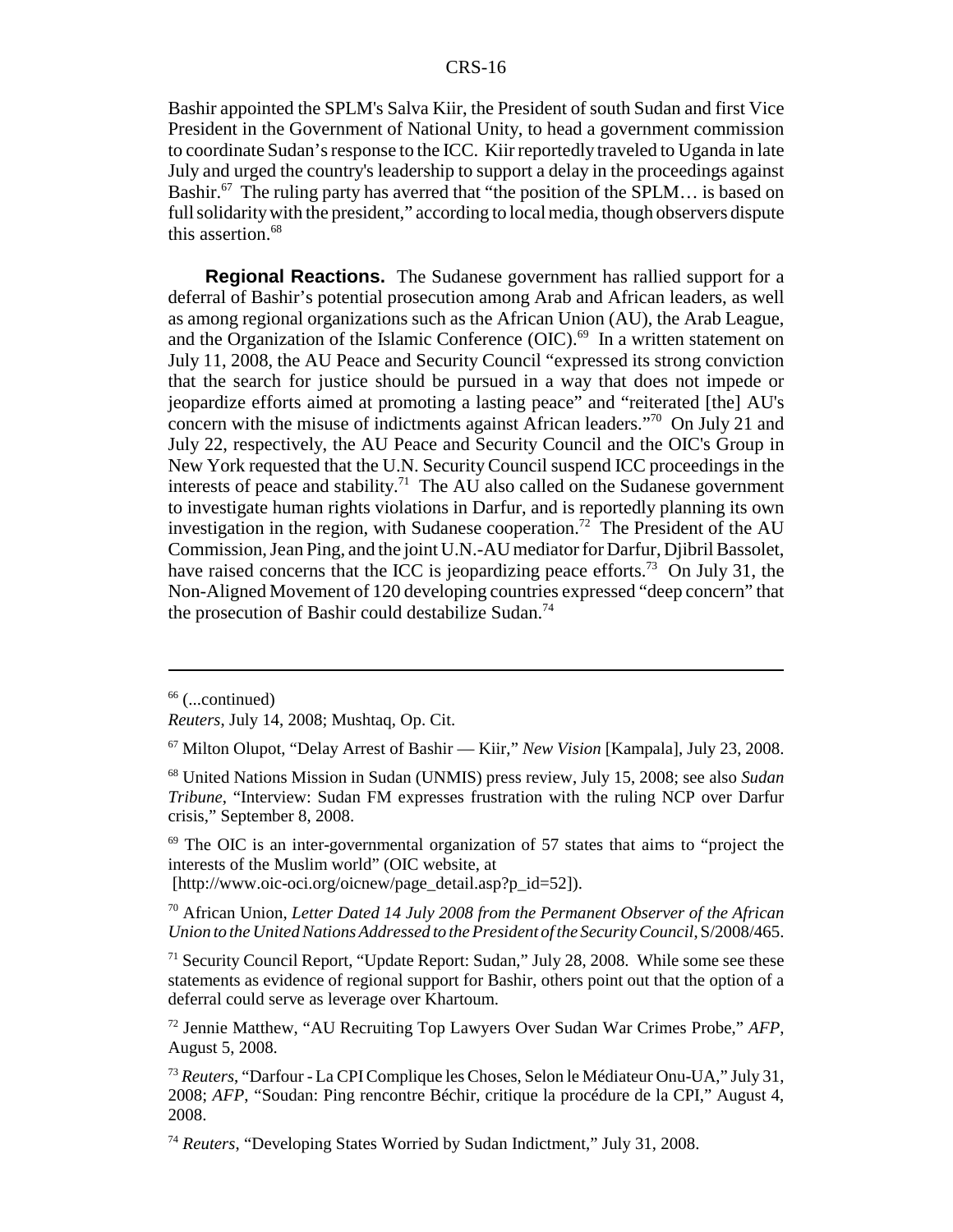Bashir appointed the SPLM's Salva Kiir, the President of south Sudan and first Vice President in the Government of National Unity, to head a government commission to coordinate Sudan's response to the ICC. Kiir reportedly traveled to Uganda in late July and urged the country's leadership to support a delay in the proceedings against Bashir.[67] The ruling party has averred that "the position of the SPLM… is based on full solidarity with the president," according to local media, though observers dispute this assertion.[68]

**Regional Reactions.** The Sudanese government has rallied support for a deferral of Bashir's potential prosecution among Arab and African leaders, as well as among regional organizations such as the African Union (AU), the Arab League, and the Organization of the Islamic Conference (OIC).[69] In a written statement on July 11, 2008, the AU Peace and Security Council "expressed its strong conviction that the search for justice should be pursued in a way that does not impede or jeopardize efforts aimed at promoting a lasting peace" and "reiterated [the] AU's concern with the misuse of indictments against African leaders."[70] On July 21 and July 22, respectively, the AU Peace and Security Council and the OIC's Group in New York requested that the U.N. Security Council suspend ICC proceedings in the interests of peace and stability.[71] The AU also called on the Sudanese government to investigate human rights violations in Darfur, and is reportedly planning its own investigation in the region, with Sudanese cooperation.[72] The President of the AU Commission, Jean Ping, and the joint U.N.-AU mediator for Darfur, Djibril Bassolet, have raised concerns that the ICC is jeopardizing peace efforts.[73] On July 31, the Non-Aligned Movement of 120 developing countries expressed "deep concern" that the prosecution of Bashir could destabilize Sudan.[74]

---

[66] (...continued)
*Reuters*, July 14, 2008; Mushtaq, Op. Cit.

[67] Milton Olupot, "Delay Arrest of Bashir — Kiir," *New Vision* [Kampala], July 23, 2008.

[68] United Nations Mission in Sudan (UNMIS) press review, July 15, 2008; see also *Sudan Tribune*, "Interview: Sudan FM expresses frustration with the ruling NCP over Darfur crisis," September 8, 2008.

[69] The OIC is an inter-governmental organization of 57 states that aims to "project the interests of the Muslim world" (OIC website, at [http://www.oic-oci.org/oicnew/page_detail.asp?p_id=52]).

[70] African Union, *Letter Dated 14 July 2008 from the Permanent Observer of the African Union to the United Nations Addressed to the President of the Security Council*, S/2008/465.

[71] Security Council Report, "Update Report: Sudan," July 28, 2008. While some see these statements as evidence of regional support for Bashir, others point out that the option of a deferral could serve as leverage over Khartoum.

[72] Jennie Matthew, "AU Recruiting Top Lawyers Over Sudan War Crimes Probe," *AFP*, August 5, 2008.

[73] *Reuters*, "Darfour - La CPI Complique les Choses, Selon le Médiateur Onu-UA," July 31, 2008; *AFP*, "Soudan: Ping rencontre Béchir, critique la procédure de la CPI," August 4, 2008.

[74] *Reuters*, "Developing States Worried by Sudan Indictment," July 31, 2008.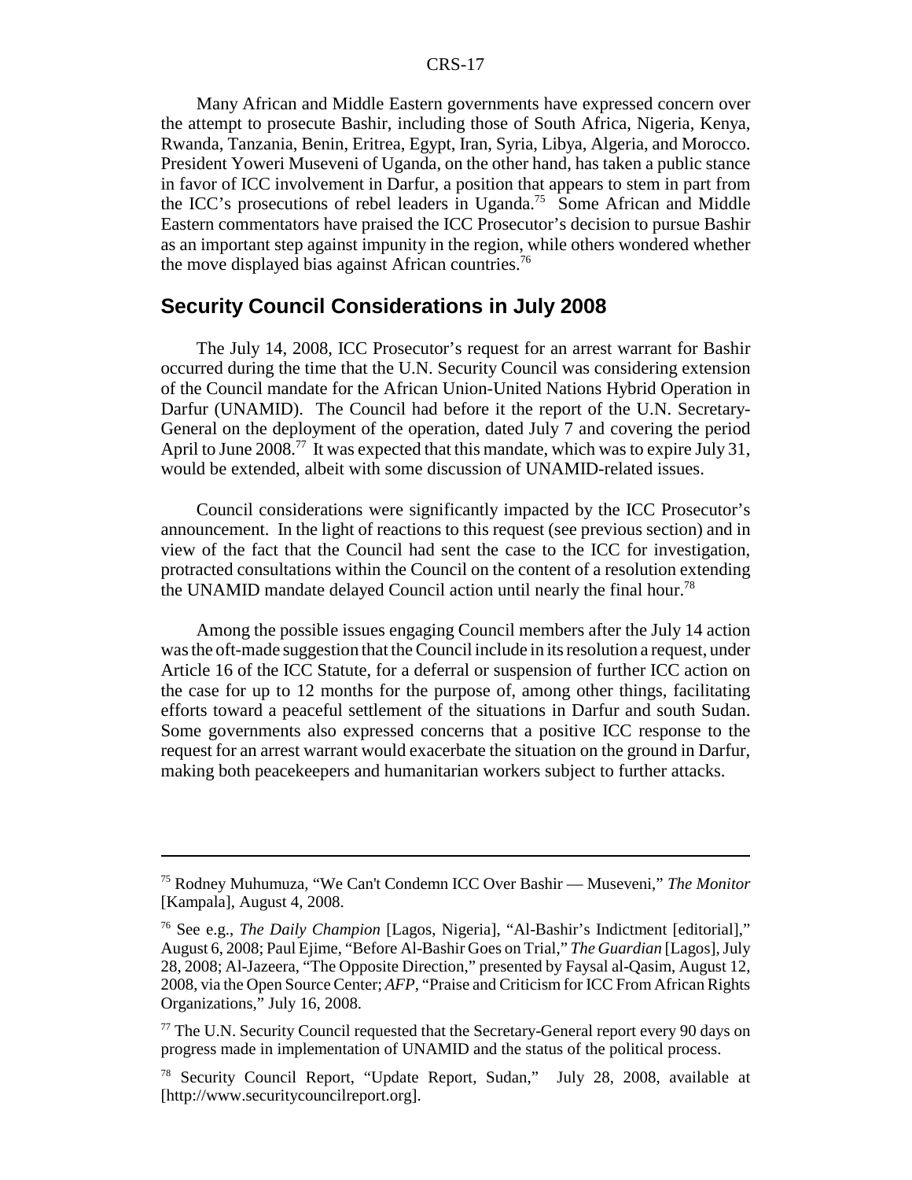Many African and Middle Eastern governments have expressed concern over the attempt to prosecute Bashir, including those of South Africa, Nigeria, Kenya, Rwanda, Tanzania, Benin, Eritrea, Egypt, Iran, Syria, Libya, Algeria, and Morocco. President Yoweri Museveni of Uganda, on the other hand, has taken a public stance in favor of ICC involvement in Darfur, a position that appears to stem in part from the ICC's prosecutions of rebel leaders in Uganda.[75] Some African and Middle Eastern commentators have praised the ICC Prosecutor's decision to pursue Bashir as an important step against impunity in the region, while others wondered whether the move displayed bias against African countries.[76]

## Security Council Considerations in July 2008

The July 14, 2008, ICC Prosecutor's request for an arrest warrant for Bashir occurred during the time that the U.N. Security Council was considering extension of the Council mandate for the African Union-United Nations Hybrid Operation in Darfur (UNAMID). The Council had before it the report of the U.N. Secretary-General on the deployment of the operation, dated July 7 and covering the period April to June 2008.[77] It was expected that this mandate, which was to expire July 31, would be extended, albeit with some discussion of UNAMID-related issues.

Council considerations were significantly impacted by the ICC Prosecutor's announcement. In the light of reactions to this request (see previous section) and in view of the fact that the Council had sent the case to the ICC for investigation, protracted consultations within the Council on the content of a resolution extending the UNAMID mandate delayed Council action until nearly the final hour.[78]

Among the possible issues engaging Council members after the July 14 action was the oft-made suggestion that the Council include in its resolution a request, under Article 16 of the ICC Statute, for a deferral or suspension of further ICC action on the case for up to 12 months for the purpose of, among other things, facilitating efforts toward a peaceful settlement of the situations in Darfur and south Sudan. Some governments also expressed concerns that a positive ICC response to the request for an arrest warrant would exacerbate the situation on the ground in Darfur, making both peacekeepers and humanitarian workers subject to further attacks.

---

[75] Rodney Muhumuza, "We Can't Condemn ICC Over Bashir — Museveni," *The Monitor* [Kampala], August 4, 2008.

[76] See e.g., *The Daily Champion* [Lagos, Nigeria], "Al-Bashir's Indictment [editorial]," August 6, 2008; Paul Ejime, "Before Al-Bashir Goes on Trial," *The Guardian* [Lagos], July 28, 2008; Al-Jazeera, "The Opposite Direction," presented by Faysal al-Qasim, August 12, 2008, via the Open Source Center; *AFP*, "Praise and Criticism for ICC From African Rights Organizations," July 16, 2008.

[77] The U.N. Security Council requested that the Secretary-General report every 90 days on progress made in implementation of UNAMID and the status of the political process.

[78] Security Council Report, "Update Report, Sudan," July 28, 2008, available at [http://www.securitycouncilreport.org].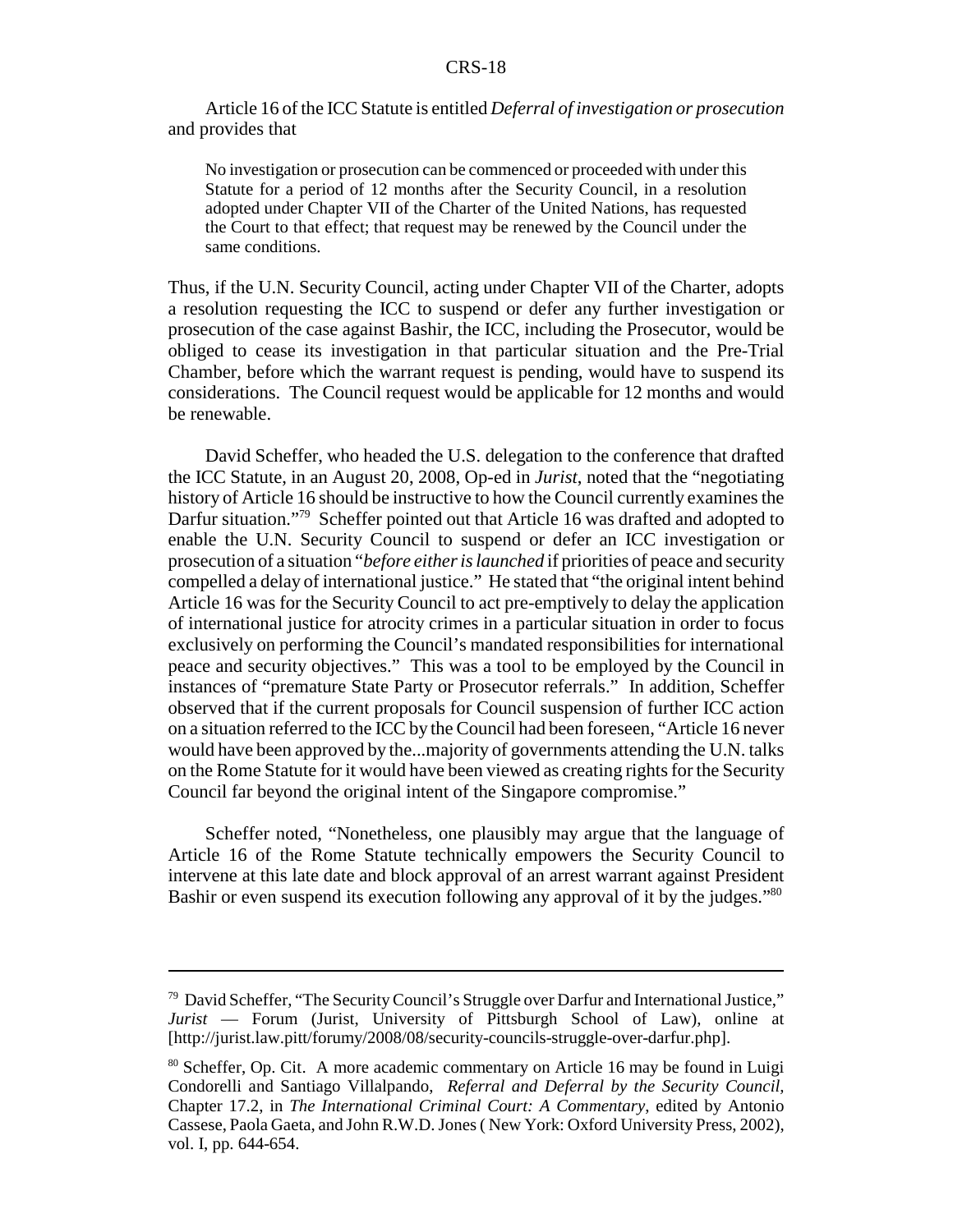Article 16 of the ICC Statute is entitled *Deferral of investigation or prosecution* and provides that

> No investigation or prosecution can be commenced or proceeded with under this Statute for a period of 12 months after the Security Council, in a resolution adopted under Chapter VII of the Charter of the United Nations, has requested the Court to that effect; that request may be renewed by the Council under the same conditions.

Thus, if the U.N. Security Council, acting under Chapter VII of the Charter, adopts a resolution requesting the ICC to suspend or defer any further investigation or prosecution of the case against Bashir, the ICC, including the Prosecutor, would be obliged to cease its investigation in that particular situation and the Pre-Trial Chamber, before which the warrant request is pending, would have to suspend its considerations. The Council request would be applicable for 12 months and would be renewable.

David Scheffer, who headed the U.S. delegation to the conference that drafted the ICC Statute, in an August 20, 2008, Op-ed in *Jurist*, noted that the "negotiating history of Article 16 should be instructive to how the Council currently examines the Darfur situation."[79] Scheffer pointed out that Article 16 was drafted and adopted to enable the U.N. Security Council to suspend or defer an ICC investigation or prosecution of a situation "*before either is launched* if priorities of peace and security compelled a delay of international justice." He stated that "the original intent behind Article 16 was for the Security Council to act pre-emptively to delay the application of international justice for atrocity crimes in a particular situation in order to focus exclusively on performing the Council's mandated responsibilities for international peace and security objectives." This was a tool to be employed by the Council in instances of "premature State Party or Prosecutor referrals." In addition, Scheffer observed that if the current proposals for Council suspension of further ICC action on a situation referred to the ICC by the Council had been foreseen, "Article 16 never would have been approved by the...majority of governments attending the U.N. talks on the Rome Statute for it would have been viewed as creating rights for the Security Council far beyond the original intent of the Singapore compromise."

Scheffer noted, "Nonetheless, one plausibly may argue that the language of Article 16 of the Rome Statute technically empowers the Security Council to intervene at this late date and block approval of an arrest warrant against President Bashir or even suspend its execution following any approval of it by the judges."[80]

---

[79] David Scheffer, "The Security Council's Struggle over Darfur and International Justice," *Jurist* — Forum (Jurist, University of Pittsburgh School of Law), online at [http://jurist.law.pitt/forumy/2008/08/security-councils-struggle-over-darfur.php].

[80] Scheffer, Op. Cit. A more academic commentary on Article 16 may be found in Luigi Condorelli and Santiago Villalpando, *Referral and Deferral by the Security Council*, Chapter 17.2, in *The International Criminal Court: A Commentary*, edited by Antonio Cassese, Paola Gaeta, and John R.W.D. Jones ( New York: Oxford University Press, 2002), vol. I, pp. 644-654.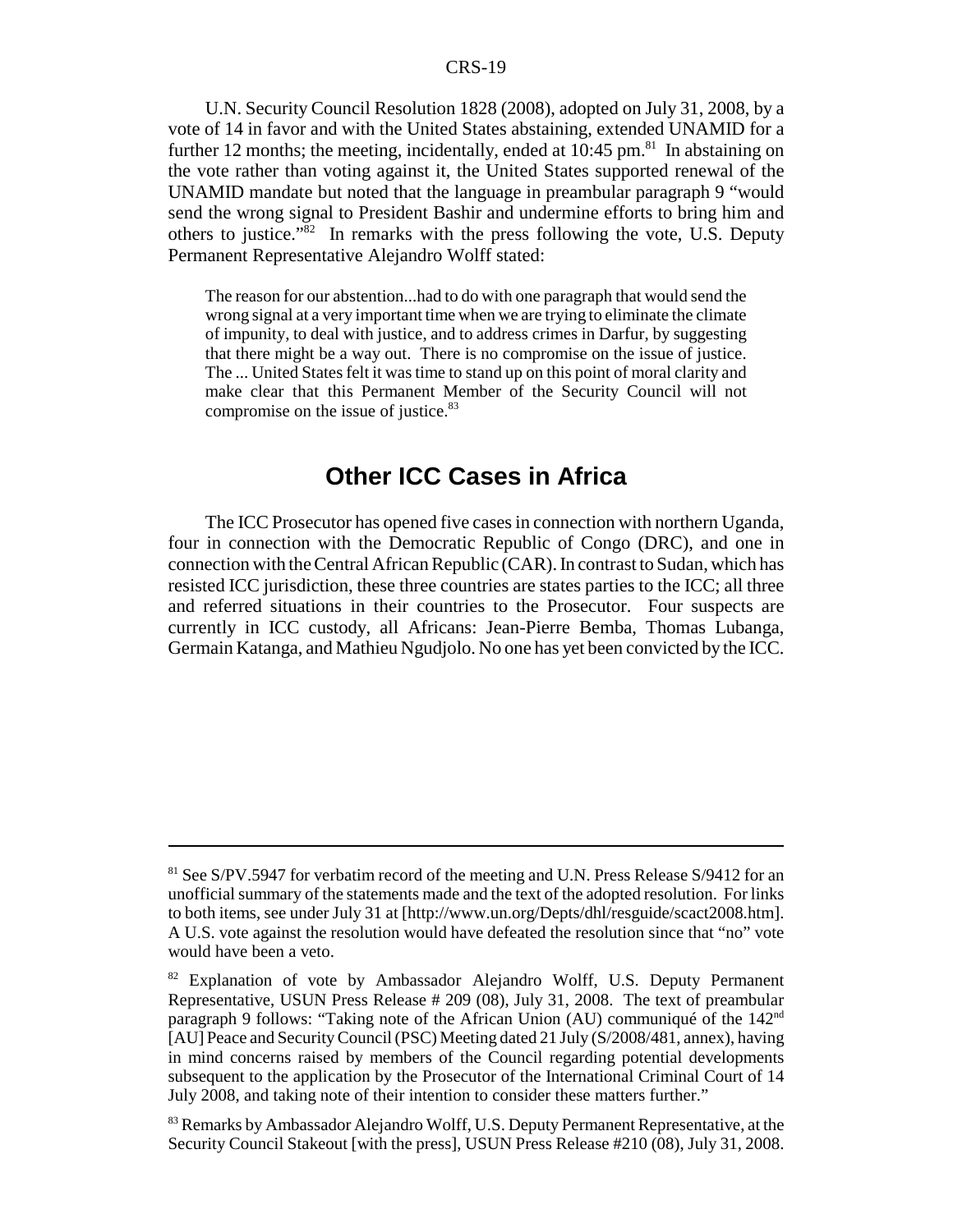U.N. Security Council Resolution 1828 (2008), adopted on July 31, 2008, by a vote of 14 in favor and with the United States abstaining, extended UNAMID for a further 12 months; the meeting, incidentally, ended at 10:45 pm.[81] In abstaining on the vote rather than voting against it, the United States supported renewal of the UNAMID mandate but noted that the language in preambular paragraph 9 "would send the wrong signal to President Bashir and undermine efforts to bring him and others to justice."[82] In remarks with the press following the vote, U.S. Deputy Permanent Representative Alejandro Wolff stated:

> The reason for our abstention...had to do with one paragraph that would send the wrong signal at a very important time when we are trying to eliminate the climate of impunity, to deal with justice, and to address crimes in Darfur, by suggesting that there might be a way out. There is no compromise on the issue of justice. The ... United States felt it was time to stand up on this point of moral clarity and make clear that this Permanent Member of the Security Council will not compromise on the issue of justice.[83]

## Other ICC Cases in Africa

The ICC Prosecutor has opened five cases in connection with northern Uganda, four in connection with the Democratic Republic of Congo (DRC), and one in connection with the Central African Republic (CAR). In contrast to Sudan, which has resisted ICC jurisdiction, these three countries are states parties to the ICC; all three and referred situations in their countries to the Prosecutor. Four suspects are currently in ICC custody, all Africans: Jean-Pierre Bemba, Thomas Lubanga, Germain Katanga, and Mathieu Ngudjolo. No one has yet been convicted by the ICC.

---

[81] See S/PV.5947 for verbatim record of the meeting and U.N. Press Release S/9412 for an unofficial summary of the statements made and the text of the adopted resolution. For links to both items, see under July 31 at [http://www.un.org/Depts/dhl/resguide/scact2008.htm]. A U.S. vote against the resolution would have defeated the resolution since that "no" vote would have been a veto.

[82] Explanation of vote by Ambassador Alejandro Wolff, U.S. Deputy Permanent Representative, USUN Press Release # 209 (08), July 31, 2008. The text of preambular paragraph 9 follows: "Taking note of the African Union (AU) communiqué of the 142nd [AU] Peace and Security Council (PSC) Meeting dated 21 July (S/2008/481, annex), having in mind concerns raised by members of the Council regarding potential developments subsequent to the application by the Prosecutor of the International Criminal Court of 14 July 2008, and taking note of their intention to consider these matters further."

[83] Remarks by Ambassador Alejandro Wolff, U.S. Deputy Permanent Representative, at the Security Council Stakeout [with the press], USUN Press Release #210 (08), July 31, 2008.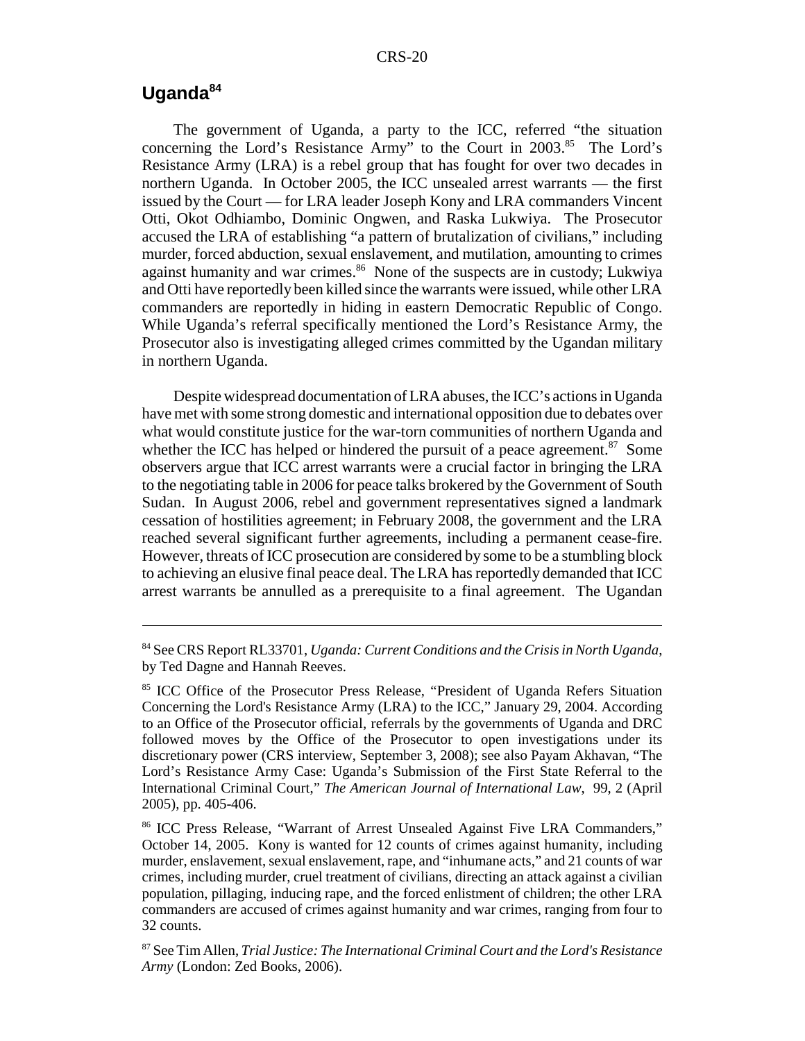## Uganda[84]

The government of Uganda, a party to the ICC, referred "the situation concerning the Lord's Resistance Army" to the Court in 2003.[85] The Lord's Resistance Army (LRA) is a rebel group that has fought for over two decades in northern Uganda. In October 2005, the ICC unsealed arrest warrants — the first issued by the Court — for LRA leader Joseph Kony and LRA commanders Vincent Otti, Okot Odhiambo, Dominic Ongwen, and Raska Lukwiya. The Prosecutor accused the LRA of establishing "a pattern of brutalization of civilians," including murder, forced abduction, sexual enslavement, and mutilation, amounting to crimes against humanity and war crimes.[86] None of the suspects are in custody; Lukwiya and Otti have reportedly been killed since the warrants were issued, while other LRA commanders are reportedly in hiding in eastern Democratic Republic of Congo. While Uganda's referral specifically mentioned the Lord's Resistance Army, the Prosecutor also is investigating alleged crimes committed by the Ugandan military in northern Uganda.

Despite widespread documentation of LRA abuses, the ICC's actions in Uganda have met with some strong domestic and international opposition due to debates over what would constitute justice for the war-torn communities of northern Uganda and whether the ICC has helped or hindered the pursuit of a peace agreement.[87] Some observers argue that ICC arrest warrants were a crucial factor in bringing the LRA to the negotiating table in 2006 for peace talks brokered by the Government of South Sudan. In August 2006, rebel and government representatives signed a landmark cessation of hostilities agreement; in February 2008, the government and the LRA reached several significant further agreements, including a permanent cease-fire. However, threats of ICC prosecution are considered by some to be a stumbling block to achieving an elusive final peace deal. The LRA has reportedly demanded that ICC arrest warrants be annulled as a prerequisite to a final agreement. The Ugandan

---

[84] See CRS Report RL33701, *Uganda: Current Conditions and the Crisis in North Uganda*, by Ted Dagne and Hannah Reeves.

[85] ICC Office of the Prosecutor Press Release, "President of Uganda Refers Situation Concerning the Lord's Resistance Army (LRA) to the ICC," January 29, 2004. According to an Office of the Prosecutor official, referrals by the governments of Uganda and DRC followed moves by the Office of the Prosecutor to open investigations under its discretionary power (CRS interview, September 3, 2008); see also Payam Akhavan, "The Lord's Resistance Army Case: Uganda's Submission of the First State Referral to the International Criminal Court," *The American Journal of International Law*, 99, 2 (April 2005), pp. 405-406.

[86] ICC Press Release, "Warrant of Arrest Unsealed Against Five LRA Commanders," October 14, 2005. Kony is wanted for 12 counts of crimes against humanity, including murder, enslavement, sexual enslavement, rape, and "inhumane acts," and 21 counts of war crimes, including murder, cruel treatment of civilians, directing an attack against a civilian population, pillaging, inducing rape, and the forced enlistment of children; the other LRA commanders are accused of crimes against humanity and war crimes, ranging from four to 32 counts.

[87] See Tim Allen, *Trial Justice: The International Criminal Court and the Lord's Resistance Army* (London: Zed Books, 2006).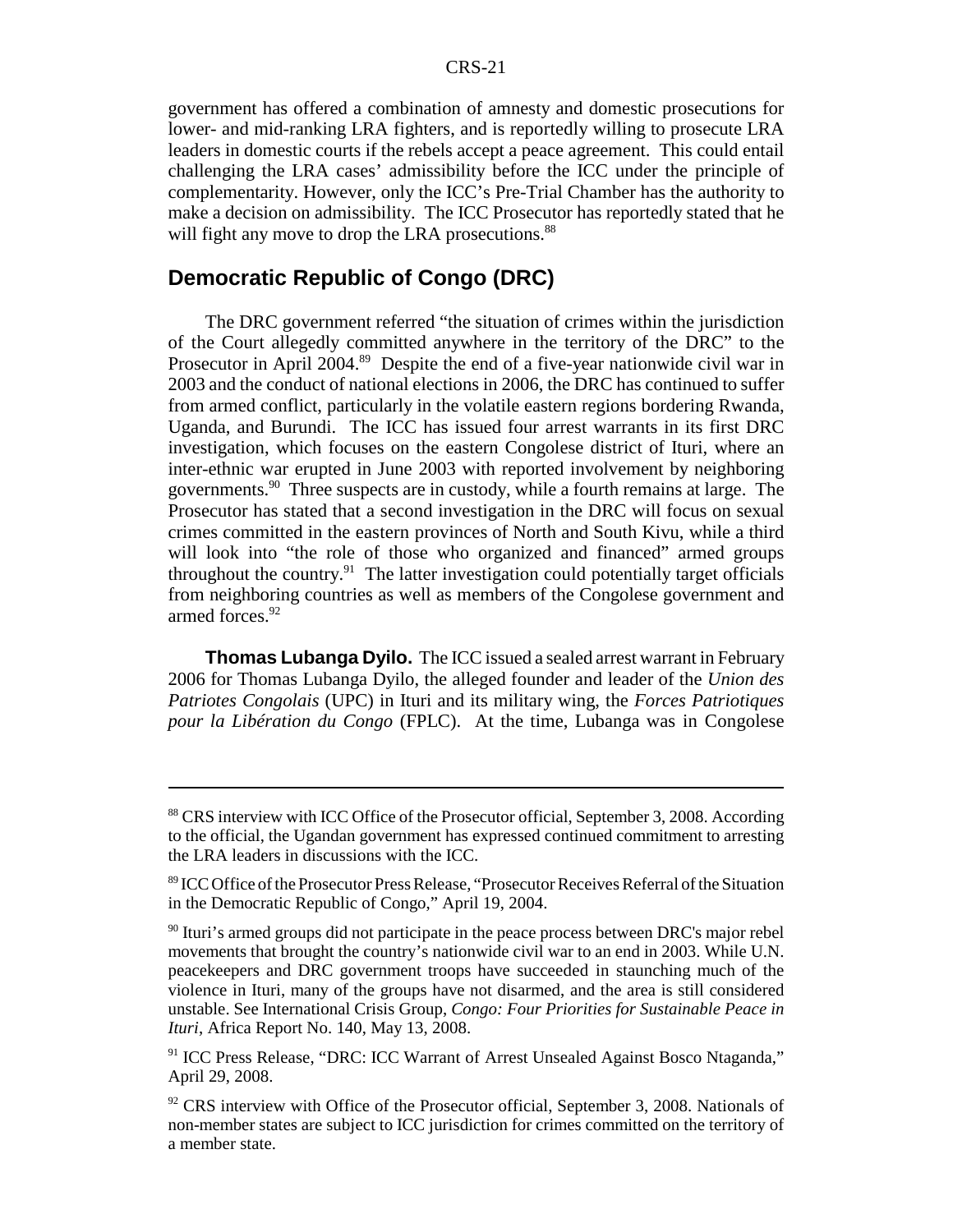government has offered a combination of amnesty and domestic prosecutions for lower- and mid-ranking LRA fighters, and is reportedly willing to prosecute LRA leaders in domestic courts if the rebels accept a peace agreement. This could entail challenging the LRA cases' admissibility before the ICC under the principle of complementarity. However, only the ICC's Pre-Trial Chamber has the authority to make a decision on admissibility. The ICC Prosecutor has reportedly stated that he will fight any move to drop the LRA prosecutions.[88]

## Democratic Republic of Congo (DRC)

The DRC government referred "the situation of crimes within the jurisdiction of the Court allegedly committed anywhere in the territory of the DRC" to the Prosecutor in April 2004.[89] Despite the end of a five-year nationwide civil war in 2003 and the conduct of national elections in 2006, the DRC has continued to suffer from armed conflict, particularly in the volatile eastern regions bordering Rwanda, Uganda, and Burundi. The ICC has issued four arrest warrants in its first DRC investigation, which focuses on the eastern Congolese district of Ituri, where an inter-ethnic war erupted in June 2003 with reported involvement by neighboring governments.[90] Three suspects are in custody, while a fourth remains at large. The Prosecutor has stated that a second investigation in the DRC will focus on sexual crimes committed in the eastern provinces of North and South Kivu, while a third will look into "the role of those who organized and financed" armed groups throughout the country.[91] The latter investigation could potentially target officials from neighboring countries as well as members of the Congolese government and armed forces.[92]

**Thomas Lubanga Dyilo.** The ICC issued a sealed arrest warrant in February 2006 for Thomas Lubanga Dyilo, the alleged founder and leader of the *Union des Patriotes Congolais* (UPC) in Ituri and its military wing, the *Forces Patriotiques pour la Libération du Congo* (FPLC). At the time, Lubanga was in Congolese

---

[88] CRS interview with ICC Office of the Prosecutor official, September 3, 2008. According to the official, the Ugandan government has expressed continued commitment to arresting the LRA leaders in discussions with the ICC.

[89] ICC Office of the Prosecutor Press Release, "Prosecutor Receives Referral of the Situation in the Democratic Republic of Congo," April 19, 2004.

[90] Ituri's armed groups did not participate in the peace process between DRC's major rebel movements that brought the country's nationwide civil war to an end in 2003. While U.N. peacekeepers and DRC government troops have succeeded in staunching much of the violence in Ituri, many of the groups have not disarmed, and the area is still considered unstable. See International Crisis Group, *Congo: Four Priorities for Sustainable Peace in Ituri*, Africa Report No. 140, May 13, 2008.

[91] ICC Press Release, "DRC: ICC Warrant of Arrest Unsealed Against Bosco Ntaganda," April 29, 2008.

[92] CRS interview with Office of the Prosecutor official, September 3, 2008. Nationals of non-member states are subject to ICC jurisdiction for crimes committed on the territory of a member state.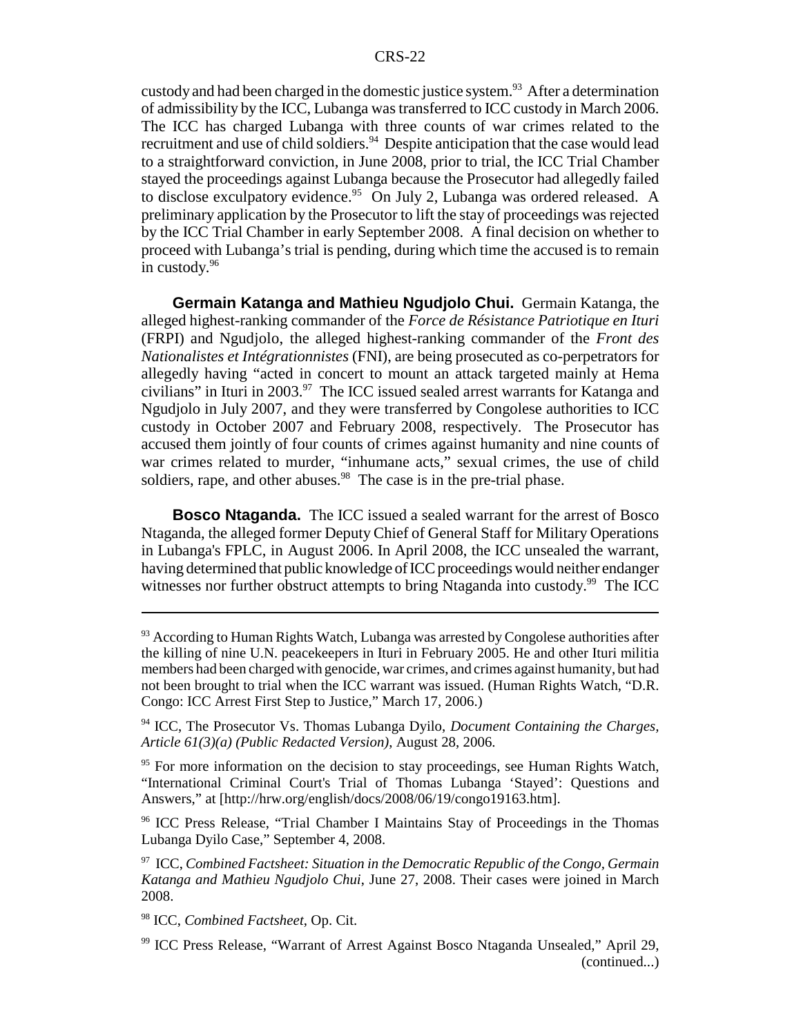custody and had been charged in the domestic justice system.[93] After a determination of admissibility by the ICC, Lubanga was transferred to ICC custody in March 2006. The ICC has charged Lubanga with three counts of war crimes related to the recruitment and use of child soldiers.[94] Despite anticipation that the case would lead to a straightforward conviction, in June 2008, prior to trial, the ICC Trial Chamber stayed the proceedings against Lubanga because the Prosecutor had allegedly failed to disclose exculpatory evidence.[95] On July 2, Lubanga was ordered released. A preliminary application by the Prosecutor to lift the stay of proceedings was rejected by the ICC Trial Chamber in early September 2008. A final decision on whether to proceed with Lubanga's trial is pending, during which time the accused is to remain in custody.[96]

**Germain Katanga and Mathieu Ngudjolo Chui.** Germain Katanga, the alleged highest-ranking commander of the *Force de Résistance Patriotique en Ituri* (FRPI) and Ngudjolo, the alleged highest-ranking commander of the *Front des Nationalistes et Intégrationnistes* (FNI), are being prosecuted as co-perpetrators for allegedly having "acted in concert to mount an attack targeted mainly at Hema civilians" in Ituri in 2003.[97] The ICC issued sealed arrest warrants for Katanga and Ngudjolo in July 2007, and they were transferred by Congolese authorities to ICC custody in October 2007 and February 2008, respectively. The Prosecutor has accused them jointly of four counts of crimes against humanity and nine counts of war crimes related to murder, "inhumane acts," sexual crimes, the use of child soldiers, rape, and other abuses.[98] The case is in the pre-trial phase.

**Bosco Ntaganda.** The ICC issued a sealed warrant for the arrest of Bosco Ntaganda, the alleged former Deputy Chief of General Staff for Military Operations in Lubanga's FPLC, in August 2006. In April 2008, the ICC unsealed the warrant, having determined that public knowledge of ICC proceedings would neither endanger witnesses nor further obstruct attempts to bring Ntaganda into custody.[99] The ICC

---

[93] According to Human Rights Watch, Lubanga was arrested by Congolese authorities after the killing of nine U.N. peacekeepers in Ituri in February 2005. He and other Ituri militia members had been charged with genocide, war crimes, and crimes against humanity, but had not been brought to trial when the ICC warrant was issued. (Human Rights Watch, "D.R. Congo: ICC Arrest First Step to Justice," March 17, 2006.)

[94] ICC, The Prosecutor Vs. Thomas Lubanga Dyilo, *Document Containing the Charges, Article 61(3)(a) (Public Redacted Version)*, August 28, 2006.

[95] For more information on the decision to stay proceedings, see Human Rights Watch, "International Criminal Court's Trial of Thomas Lubanga 'Stayed': Questions and Answers," at [http://hrw.org/english/docs/2008/06/19/congo19163.htm].

[96] ICC Press Release, "Trial Chamber I Maintains Stay of Proceedings in the Thomas Lubanga Dyilo Case," September 4, 2008.

[97] ICC, *Combined Factsheet: Situation in the Democratic Republic of the Congo, Germain Katanga and Mathieu Ngudjolo Chui*, June 27, 2008. Their cases were joined in March 2008.

[98] ICC, *Combined Factsheet*, Op. Cit.

[99] ICC Press Release, "Warrant of Arrest Against Bosco Ntaganda Unsealed," April 29, (continued...)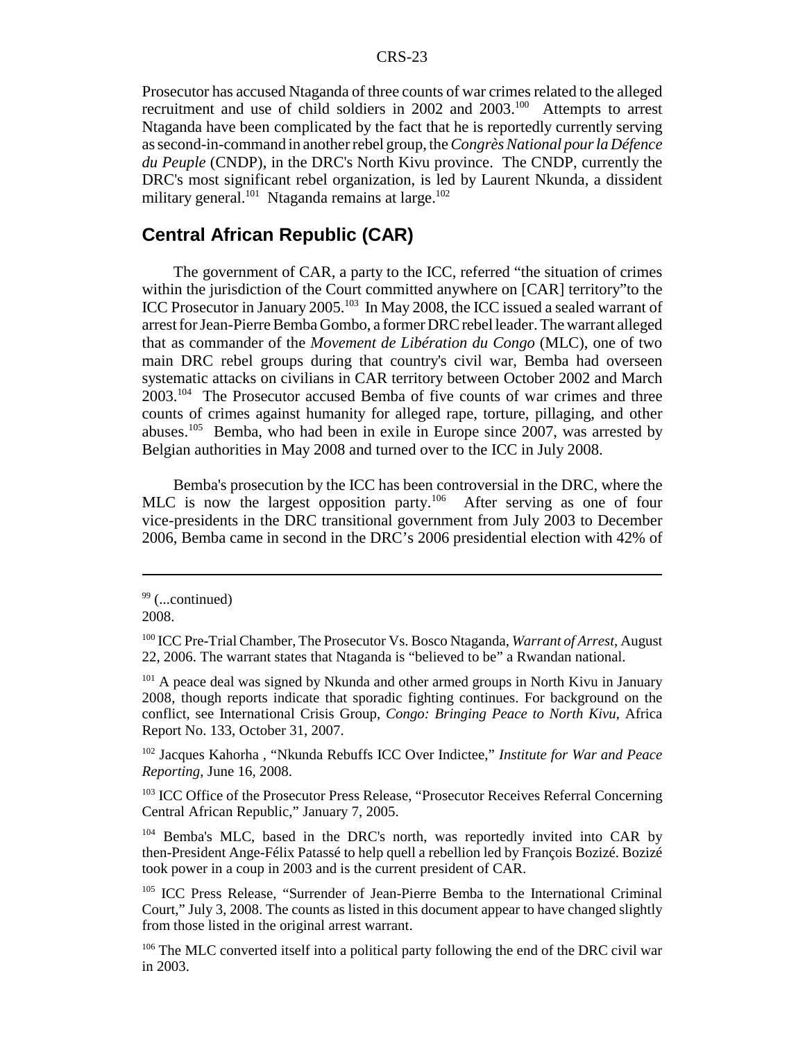Prosecutor has accused Ntaganda of three counts of war crimes related to the alleged recruitment and use of child soldiers in 2002 and 2003.[100] Attempts to arrest Ntaganda have been complicated by the fact that he is reportedly currently serving as second-in-command in another rebel group, the *Congrès National pour la Défence du Peuple* (CNDP), in the DRC's North Kivu province. The CNDP, currently the DRC's most significant rebel organization, is led by Laurent Nkunda, a dissident military general.[101] Ntaganda remains at large.[102]

## Central African Republic (CAR)

The government of CAR, a party to the ICC, referred "the situation of crimes within the jurisdiction of the Court committed anywhere on [CAR] territory"to the ICC Prosecutor in January 2005.[103] In May 2008, the ICC issued a sealed warrant of arrest for Jean-Pierre Bemba Gombo, a former DRC rebel leader. The warrant alleged that as commander of the *Movement de Libération du Congo* (MLC), one of two main DRC rebel groups during that country's civil war, Bemba had overseen systematic attacks on civilians in CAR territory between October 2002 and March 2003.[104] The Prosecutor accused Bemba of five counts of war crimes and three counts of crimes against humanity for alleged rape, torture, pillaging, and other abuses.[105] Bemba, who had been in exile in Europe since 2007, was arrested by Belgian authorities in May 2008 and turned over to the ICC in July 2008.

Bemba's prosecution by the ICC has been controversial in the DRC, where the MLC is now the largest opposition party.[106] After serving as one of four vice-presidents in the DRC transitional government from July 2003 to December 2006, Bemba came in second in the DRC's 2006 presidential election with 42% of

---

[99] (...continued) 2008.

[100] ICC Pre-Trial Chamber, The Prosecutor Vs. Bosco Ntaganda, *Warrant of Arrest*, August 22, 2006. The warrant states that Ntaganda is "believed to be" a Rwandan national.

[101] A peace deal was signed by Nkunda and other armed groups in North Kivu in January 2008, though reports indicate that sporadic fighting continues. For background on the conflict, see International Crisis Group, *Congo: Bringing Peace to North Kivu*, Africa Report No. 133, October 31, 2007.

[102] Jacques Kahorha , "Nkunda Rebuffs ICC Over Indictee," *Institute for War and Peace Reporting*, June 16, 2008.

[103] ICC Office of the Prosecutor Press Release, "Prosecutor Receives Referral Concerning Central African Republic," January 7, 2005.

[104] Bemba's MLC, based in the DRC's north, was reportedly invited into CAR by then-President Ange-Félix Patassé to help quell a rebellion led by François Bozizé. Bozizé took power in a coup in 2003 and is the current president of CAR.

[105] ICC Press Release, "Surrender of Jean-Pierre Bemba to the International Criminal Court," July 3, 2008. The counts as listed in this document appear to have changed slightly from those listed in the original arrest warrant.

[106] The MLC converted itself into a political party following the end of the DRC civil war in 2003.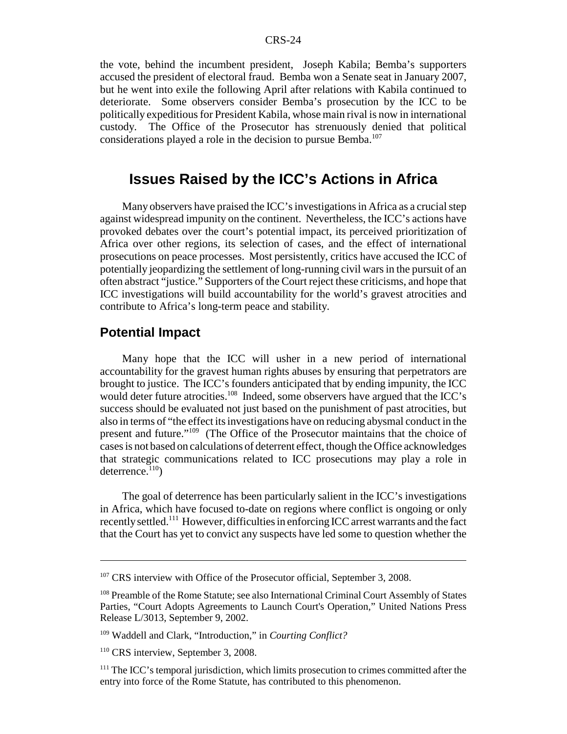the vote, behind the incumbent president, Joseph Kabila; Bemba's supporters accused the president of electoral fraud. Bemba won a Senate seat in January 2007, but he went into exile the following April after relations with Kabila continued to deteriorate. Some observers consider Bemba's prosecution by the ICC to be politically expeditious for President Kabila, whose main rival is now in international custody. The Office of the Prosecutor has strenuously denied that political considerations played a role in the decision to pursue Bemba.[107]

## Issues Raised by the ICC's Actions in Africa

Many observers have praised the ICC's investigations in Africa as a crucial step against widespread impunity on the continent. Nevertheless, the ICC's actions have provoked debates over the court's potential impact, its perceived prioritization of Africa over other regions, its selection of cases, and the effect of international prosecutions on peace processes. Most persistently, critics have accused the ICC of potentially jeopardizing the settlement of long-running civil wars in the pursuit of an often abstract "justice." Supporters of the Court reject these criticisms, and hope that ICC investigations will build accountability for the world's gravest atrocities and contribute to Africa's long-term peace and stability.

### Potential Impact

Many hope that the ICC will usher in a new period of international accountability for the gravest human rights abuses by ensuring that perpetrators are brought to justice. The ICC's founders anticipated that by ending impunity, the ICC would deter future atrocities.[108] Indeed, some observers have argued that the ICC's success should be evaluated not just based on the punishment of past atrocities, but also in terms of "the effect its investigations have on reducing abysmal conduct in the present and future."[109] (The Office of the Prosecutor maintains that the choice of cases is not based on calculations of deterrent effect, though the Office acknowledges that strategic communications related to ICC prosecutions may play a role in deterrence.[110])

The goal of deterrence has been particularly salient in the ICC's investigations in Africa, which have focused to-date on regions where conflict is ongoing or only recently settled.[111] However, difficulties in enforcing ICC arrest warrants and the fact that the Court has yet to convict any suspects have led some to question whether the

---

[107] CRS interview with Office of the Prosecutor official, September 3, 2008.

[108] Preamble of the Rome Statute; see also International Criminal Court Assembly of States Parties, "Court Adopts Agreements to Launch Court's Operation," United Nations Press Release L/3013, September 9, 2002.

[109] Waddell and Clark, "Introduction," in *Courting Conflict?*

[110] CRS interview, September 3, 2008.

[111] The ICC's temporal jurisdiction, which limits prosecution to crimes committed after the entry into force of the Rome Statute, has contributed to this phenomenon.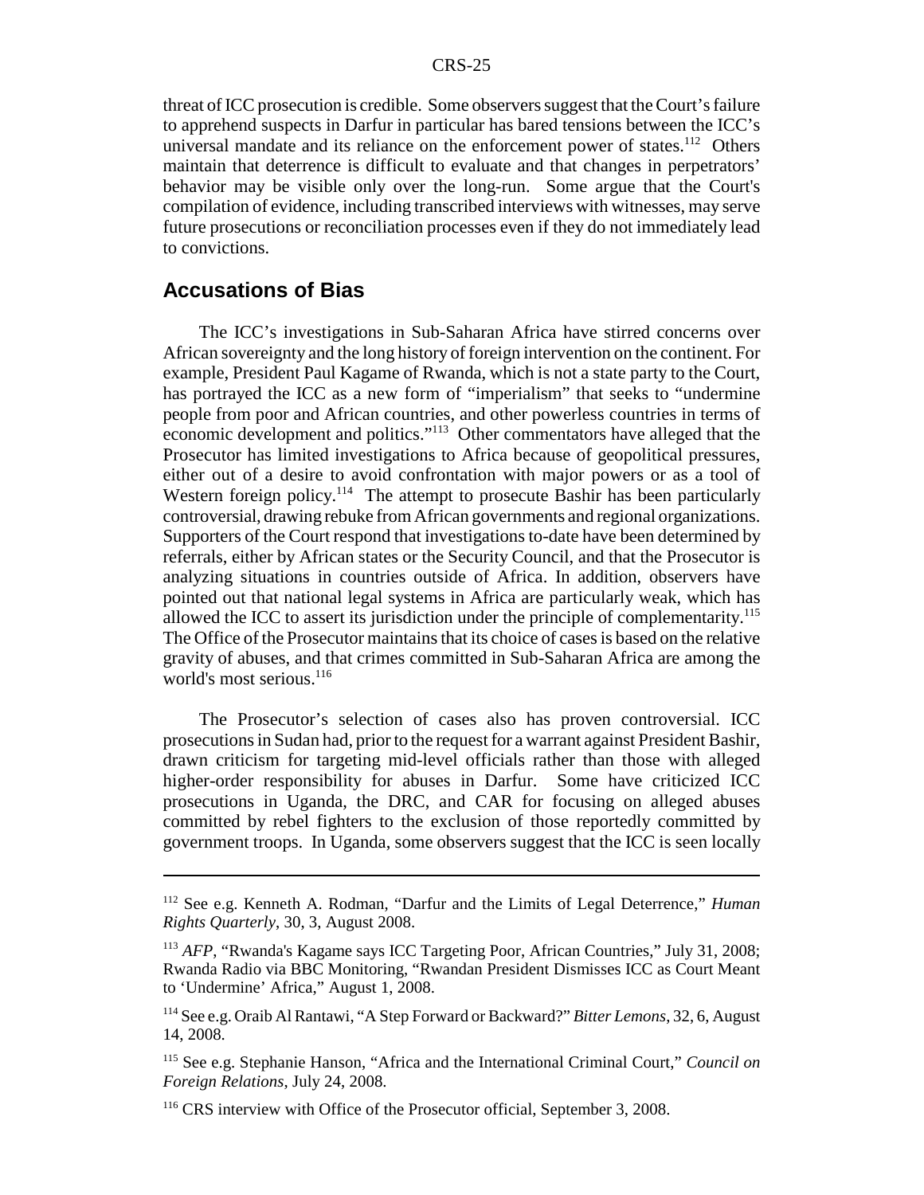threat of ICC prosecution is credible. Some observers suggest that the Court's failure to apprehend suspects in Darfur in particular has bared tensions between the ICC's universal mandate and its reliance on the enforcement power of states.[112] Others maintain that deterrence is difficult to evaluate and that changes in perpetrators' behavior may be visible only over the long-run. Some argue that the Court's compilation of evidence, including transcribed interviews with witnesses, may serve future prosecutions or reconciliation processes even if they do not immediately lead to convictions.

## Accusations of Bias

The ICC's investigations in Sub-Saharan Africa have stirred concerns over African sovereignty and the long history of foreign intervention on the continent. For example, President Paul Kagame of Rwanda, which is not a state party to the Court, has portrayed the ICC as a new form of "imperialism" that seeks to "undermine people from poor and African countries, and other powerless countries in terms of economic development and politics."[113] Other commentators have alleged that the Prosecutor has limited investigations to Africa because of geopolitical pressures, either out of a desire to avoid confrontation with major powers or as a tool of Western foreign policy.[114] The attempt to prosecute Bashir has been particularly controversial, drawing rebuke from African governments and regional organizations. Supporters of the Court respond that investigations to-date have been determined by referrals, either by African states or the Security Council, and that the Prosecutor is analyzing situations in countries outside of Africa. In addition, observers have pointed out that national legal systems in Africa are particularly weak, which has allowed the ICC to assert its jurisdiction under the principle of complementarity.[115] The Office of the Prosecutor maintains that its choice of cases is based on the relative gravity of abuses, and that crimes committed in Sub-Saharan Africa are among the world's most serious.[116]

The Prosecutor's selection of cases also has proven controversial. ICC prosecutions in Sudan had, prior to the request for a warrant against President Bashir, drawn criticism for targeting mid-level officials rather than those with alleged higher-order responsibility for abuses in Darfur. Some have criticized ICC prosecutions in Uganda, the DRC, and CAR for focusing on alleged abuses committed by rebel fighters to the exclusion of those reportedly committed by government troops. In Uganda, some observers suggest that the ICC is seen locally

---

[112] See e.g. Kenneth A. Rodman, "Darfur and the Limits of Legal Deterrence," *Human Rights Quarterly*, 30, 3, August 2008.

[113] *AFP*, "Rwanda's Kagame says ICC Targeting Poor, African Countries," July 31, 2008; Rwanda Radio via BBC Monitoring, "Rwandan President Dismisses ICC as Court Meant to 'Undermine' Africa," August 1, 2008.

[114] See e.g. Oraib Al Rantawi, "A Step Forward or Backward?" *Bitter Lemons*, 32, 6, August 14, 2008.

[115] See e.g. Stephanie Hanson, "Africa and the International Criminal Court," *Council on Foreign Relations*, July 24, 2008.

[116] CRS interview with Office of the Prosecutor official, September 3, 2008.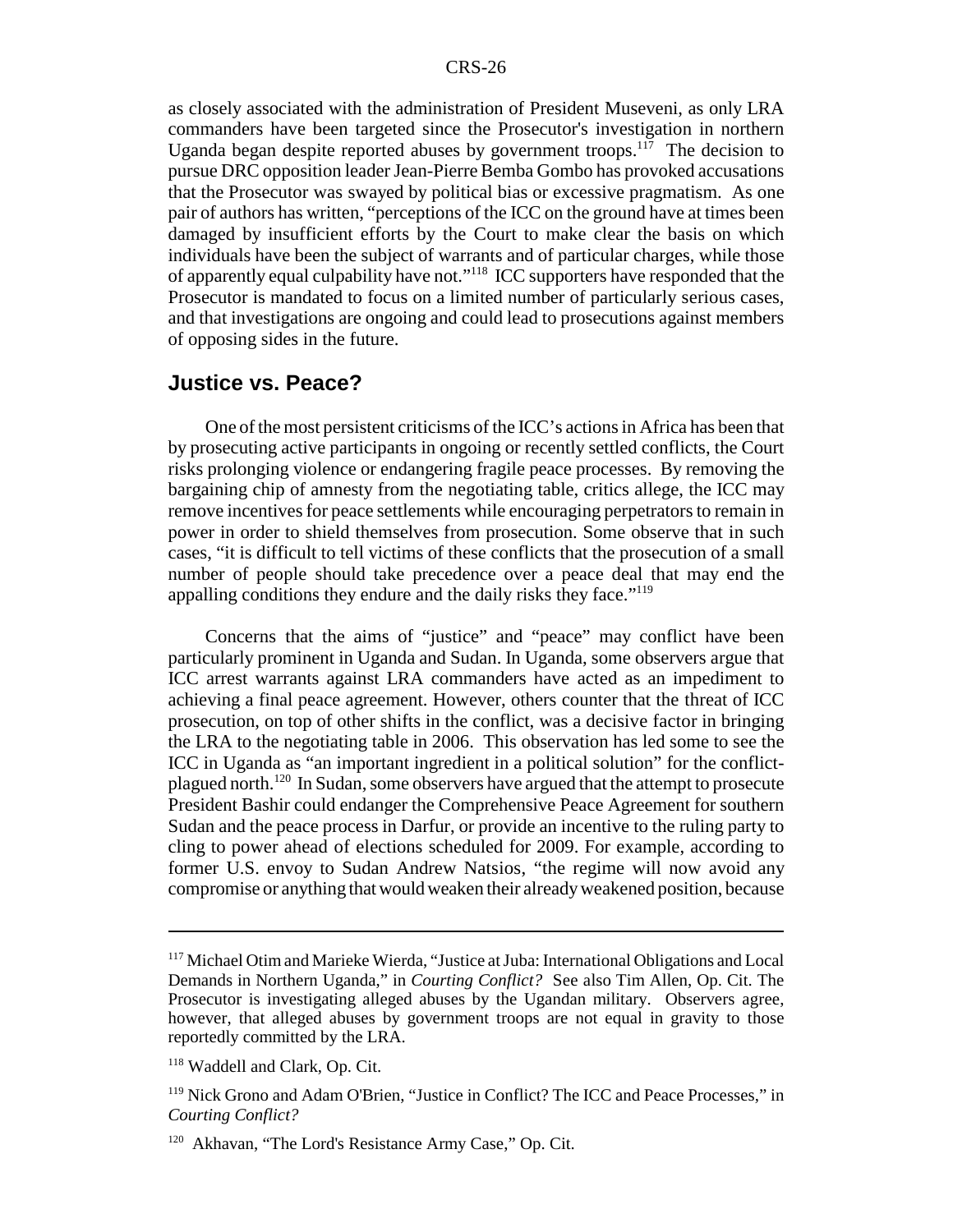as closely associated with the administration of President Museveni, as only LRA commanders have been targeted since the Prosecutor's investigation in northern Uganda began despite reported abuses by government troops.[117] The decision to pursue DRC opposition leader Jean-Pierre Bemba Gombo has provoked accusations that the Prosecutor was swayed by political bias or excessive pragmatism. As one pair of authors has written, "perceptions of the ICC on the ground have at times been damaged by insufficient efforts by the Court to make clear the basis on which individuals have been the subject of warrants and of particular charges, while those of apparently equal culpability have not."[118] ICC supporters have responded that the Prosecutor is mandated to focus on a limited number of particularly serious cases, and that investigations are ongoing and could lead to prosecutions against members of opposing sides in the future.

## Justice vs. Peace?

One of the most persistent criticisms of the ICC's actions in Africa has been that by prosecuting active participants in ongoing or recently settled conflicts, the Court risks prolonging violence or endangering fragile peace processes. By removing the bargaining chip of amnesty from the negotiating table, critics allege, the ICC may remove incentives for peace settlements while encouraging perpetrators to remain in power in order to shield themselves from prosecution. Some observe that in such cases, "it is difficult to tell victims of these conflicts that the prosecution of a small number of people should take precedence over a peace deal that may end the appalling conditions they endure and the daily risks they face."[119]

Concerns that the aims of "justice" and "peace" may conflict have been particularly prominent in Uganda and Sudan. In Uganda, some observers argue that ICC arrest warrants against LRA commanders have acted as an impediment to achieving a final peace agreement. However, others counter that the threat of ICC prosecution, on top of other shifts in the conflict, was a decisive factor in bringing the LRA to the negotiating table in 2006. This observation has led some to see the ICC in Uganda as "an important ingredient in a political solution" for the conflict-plagued north.[120] In Sudan, some observers have argued that the attempt to prosecute President Bashir could endanger the Comprehensive Peace Agreement for southern Sudan and the peace process in Darfur, or provide an incentive to the ruling party to cling to power ahead of elections scheduled for 2009. For example, according to former U.S. envoy to Sudan Andrew Natsios, "the regime will now avoid any compromise or anything that would weaken their already weakened position, because

---

[117] Michael Otim and Marieke Wierda, "Justice at Juba: International Obligations and Local Demands in Northern Uganda," in *Courting Conflict?* See also Tim Allen, Op. Cit. The Prosecutor is investigating alleged abuses by the Ugandan military. Observers agree, however, that alleged abuses by government troops are not equal in gravity to those reportedly committed by the LRA.

[118] Waddell and Clark, Op. Cit.

[119] Nick Grono and Adam O'Brien, "Justice in Conflict? The ICC and Peace Processes," in *Courting Conflict?*

[120] Akhavan, "The Lord's Resistance Army Case," Op. Cit.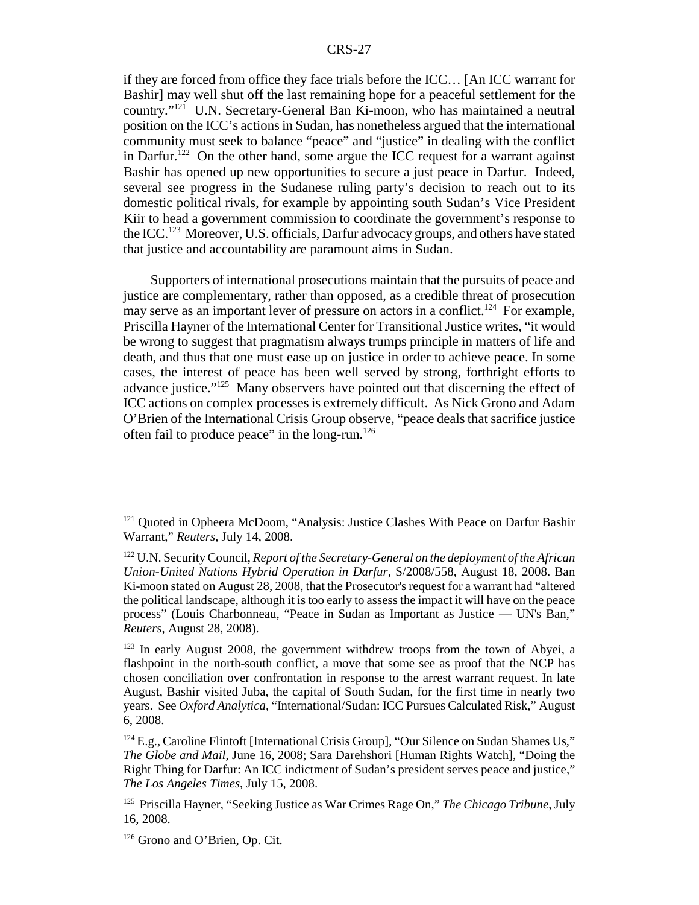if they are forced from office they face trials before the ICC… [An ICC warrant for Bashir] may well shut off the last remaining hope for a peaceful settlement for the country."[121] U.N. Secretary-General Ban Ki-moon, who has maintained a neutral position on the ICC's actions in Sudan, has nonetheless argued that the international community must seek to balance "peace" and "justice" in dealing with the conflict in Darfur.[122] On the other hand, some argue the ICC request for a warrant against Bashir has opened up new opportunities to secure a just peace in Darfur. Indeed, several see progress in the Sudanese ruling party's decision to reach out to its domestic political rivals, for example by appointing south Sudan's Vice President Kiir to head a government commission to coordinate the government's response to the ICC.[123] Moreover, U.S. officials, Darfur advocacy groups, and others have stated that justice and accountability are paramount aims in Sudan.

Supporters of international prosecutions maintain that the pursuits of peace and justice are complementary, rather than opposed, as a credible threat of prosecution may serve as an important lever of pressure on actors in a conflict.[124] For example, Priscilla Hayner of the International Center for Transitional Justice writes, "it would be wrong to suggest that pragmatism always trumps principle in matters of life and death, and thus that one must ease up on justice in order to achieve peace. In some cases, the interest of peace has been well served by strong, forthright efforts to advance justice."[125] Many observers have pointed out that discerning the effect of ICC actions on complex processes is extremely difficult. As Nick Grono and Adam O'Brien of the International Crisis Group observe, "peace deals that sacrifice justice often fail to produce peace" in the long-run.[126]

---

[121] Quoted in Opheera McDoom, "Analysis: Justice Clashes With Peace on Darfur Bashir Warrant," *Reuters*, July 14, 2008.

[122] U.N. Security Council, *Report of the Secretary-General on the deployment of the African Union-United Nations Hybrid Operation in Darfur*, S/2008/558, August 18, 2008. Ban Ki-moon stated on August 28, 2008, that the Prosecutor's request for a warrant had "altered the political landscape, although it is too early to assess the impact it will have on the peace process" (Louis Charbonneau, "Peace in Sudan as Important as Justice — UN's Ban," *Reuters*, August 28, 2008).

[123] In early August 2008, the government withdrew troops from the town of Abyei, a flashpoint in the north-south conflict, a move that some see as proof that the NCP has chosen conciliation over confrontation in response to the arrest warrant request. In late August, Bashir visited Juba, the capital of South Sudan, for the first time in nearly two years. See *Oxford Analytica*, "International/Sudan: ICC Pursues Calculated Risk," August 6, 2008.

[124] E.g., Caroline Flintoft [International Crisis Group], "Our Silence on Sudan Shames Us," *The Globe and Mail*, June 16, 2008; Sara Darehshori [Human Rights Watch], "Doing the Right Thing for Darfur: An ICC indictment of Sudan's president serves peace and justice," *The Los Angeles Times*, July 15, 2008.

[125] Priscilla Hayner, "Seeking Justice as War Crimes Rage On," *The Chicago Tribune*, July 16, 2008.

[126] Grono and O'Brien, Op. Cit.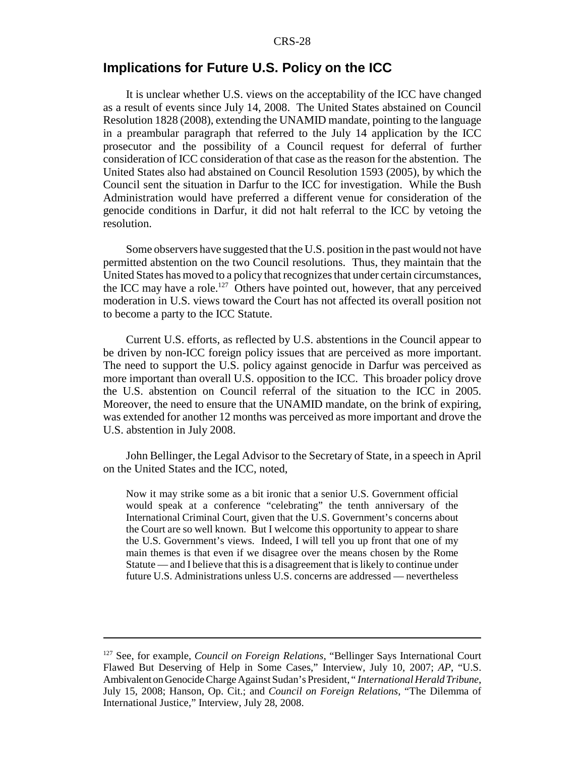## Implications for Future U.S. Policy on the ICC

It is unclear whether U.S. views on the acceptability of the ICC have changed as a result of events since July 14, 2008. The United States abstained on Council Resolution 1828 (2008), extending the UNAMID mandate, pointing to the language in a preambular paragraph that referred to the July 14 application by the ICC prosecutor and the possibility of a Council request for deferral of further consideration of ICC consideration of that case as the reason for the abstention. The United States also had abstained on Council Resolution 1593 (2005), by which the Council sent the situation in Darfur to the ICC for investigation. While the Bush Administration would have preferred a different venue for consideration of the genocide conditions in Darfur, it did not halt referral to the ICC by vetoing the resolution.

Some observers have suggested that the U.S. position in the past would not have permitted abstention on the two Council resolutions. Thus, they maintain that the United States has moved to a policy that recognizes that under certain circumstances, the ICC may have a role.[127] Others have pointed out, however, that any perceived moderation in U.S. views toward the Court has not affected its overall position not to become a party to the ICC Statute.

Current U.S. efforts, as reflected by U.S. abstentions in the Council appear to be driven by non-ICC foreign policy issues that are perceived as more important. The need to support the U.S. policy against genocide in Darfur was perceived as more important than overall U.S. opposition to the ICC. This broader policy drove the U.S. abstention on Council referral of the situation to the ICC in 2005. Moreover, the need to ensure that the UNAMID mandate, on the brink of expiring, was extended for another 12 months was perceived as more important and drove the U.S. abstention in July 2008.

John Bellinger, the Legal Advisor to the Secretary of State, in a speech in April on the United States and the ICC, noted,

> Now it may strike some as a bit ironic that a senior U.S. Government official would speak at a conference "celebrating" the tenth anniversary of the International Criminal Court, given that the U.S. Government's concerns about the Court are so well known. But I welcome this opportunity to appear to share the U.S. Government's views. Indeed, I will tell you up front that one of my main themes is that even if we disagree over the means chosen by the Rome Statute — and I believe that this is a disagreement that is likely to continue under future U.S. Administrations unless U.S. concerns are addressed — nevertheless

---

[127] See, for example, *Council on Foreign Relations*, "Bellinger Says International Court Flawed But Deserving of Help in Some Cases," Interview, July 10, 2007; *AP*, "U.S. Ambivalent on Genocide Charge Against Sudan's President, " *International Herald Tribune*, July 15, 2008; Hanson, Op. Cit.; and *Council on Foreign Relations*, "The Dilemma of International Justice," Interview, July 28, 2008.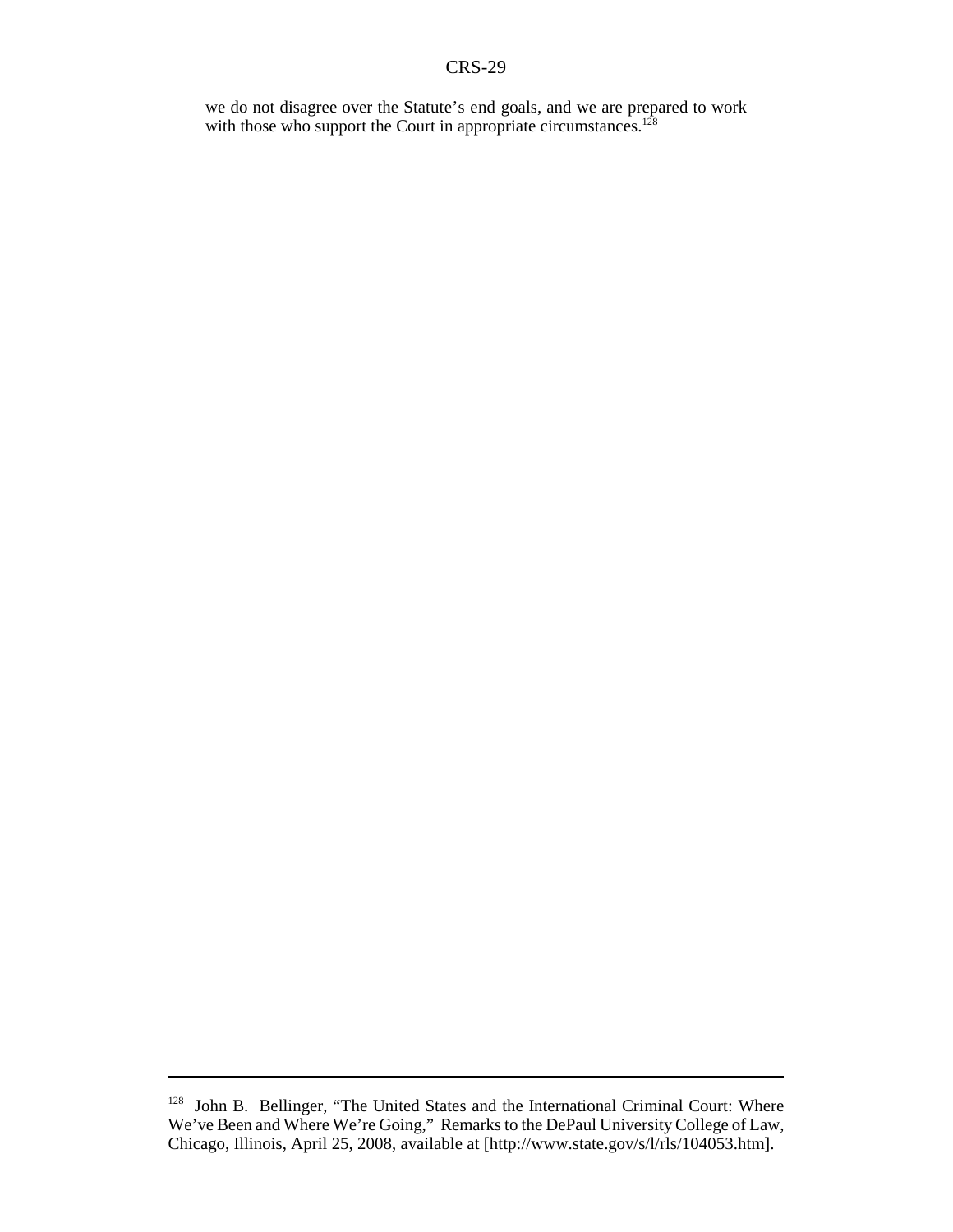we do not disagree over the Statute's end goals, and we are prepared to work with those who support the Court in appropriate circumstances.[128]

---

[128] John B. Bellinger, "The United States and the International Criminal Court: Where We've Been and Where We're Going," Remarks to the DePaul University College of Law, Chicago, Illinois, April 25, 2008, available at [http://www.state.gov/s/l/rls/104053.htm].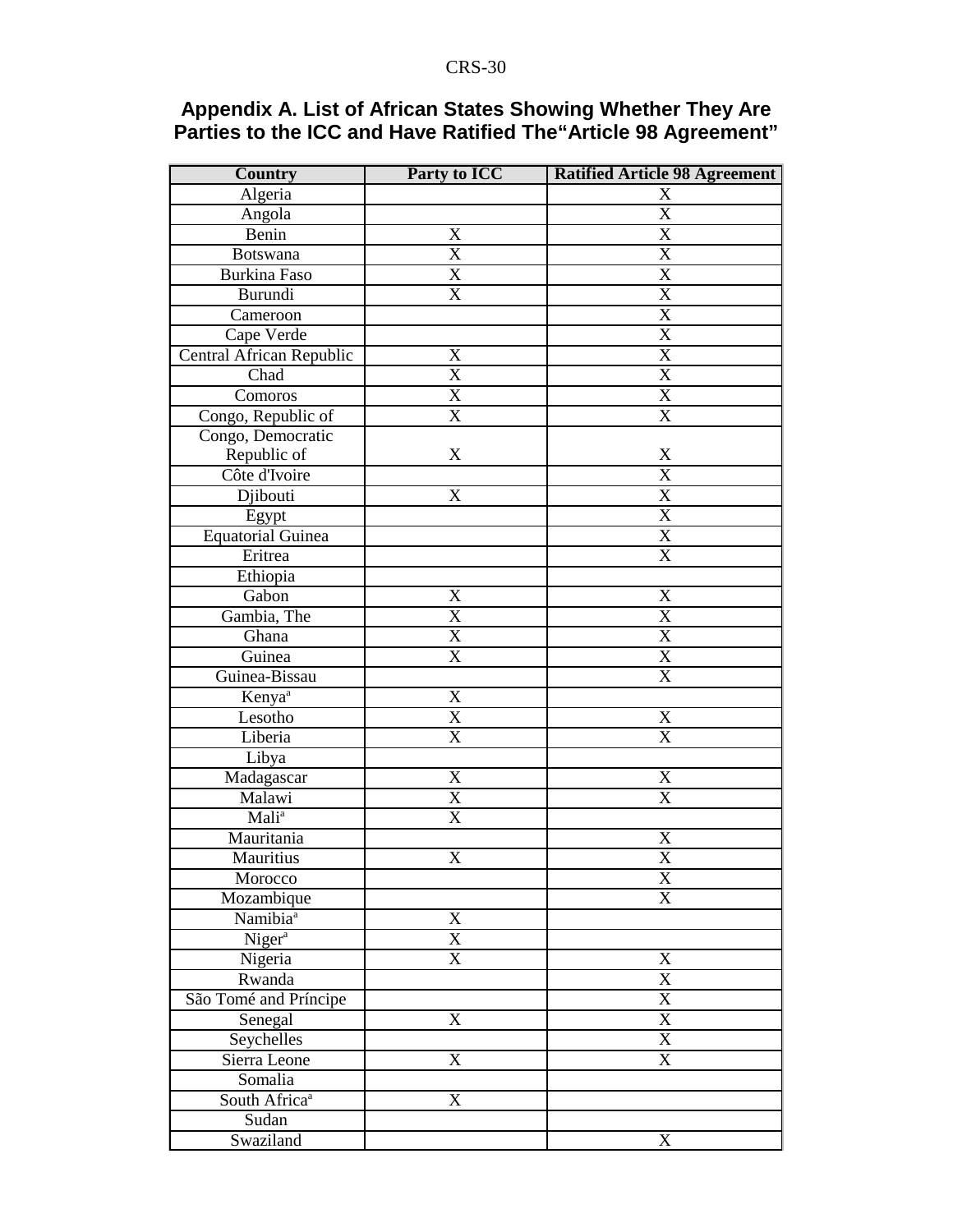## Appendix A. List of African States Showing Whether They Are Parties to the ICC and Have Ratified The"Article 98 Agreement"

| Country | Party to ICC | Ratified Article 98 Agreement |
|---|---|---|
| Algeria | | X |
| Angola | | X |
| Benin | X | X |
| Botswana | X | X |
| Burkina Faso | X | X |
| Burundi | X | X |
| Cameroon | | X |
| Cape Verde | | X |
| Central African Republic | X | X |
| Chad | X | X |
| Comoros | X | X |
| Congo, Republic of | X | X |
| Congo, Democratic Republic of | X | X |
| Côte d'Ivoire | | X |
| Djibouti | X | X |
| Egypt | | X |
| Equatorial Guinea | | X |
| Eritrea | | X |
| Ethiopia | | |
| Gabon | X | X |
| Gambia, The | X | X |
| Ghana | X | X |
| Guinea | X | X |
| Guinea-Bissau | | X |
| Kenya[a] | X | |
| Lesotho | X | X |
| Liberia | X | X |
| Libya | | |
| Madagascar | X | X |
| Malawi | X | X |
| Mali[a] | X | |
| Mauritania | | X |
| Mauritius | X | X |
| Morocco | | X |
| Mozambique | | X |
| Namibia[a] | X | |
| Niger[a] | X | |
| Nigeria | X | X |
| Rwanda | | X |
| São Tomé and Príncipe | | X |
| Senegal | X | X |
| Seychelles | | X |
| Sierra Leone | X | X |
| Somalia | | |
| South Africa[a] | X | |
| Sudan | | |
| Swaziland | | X |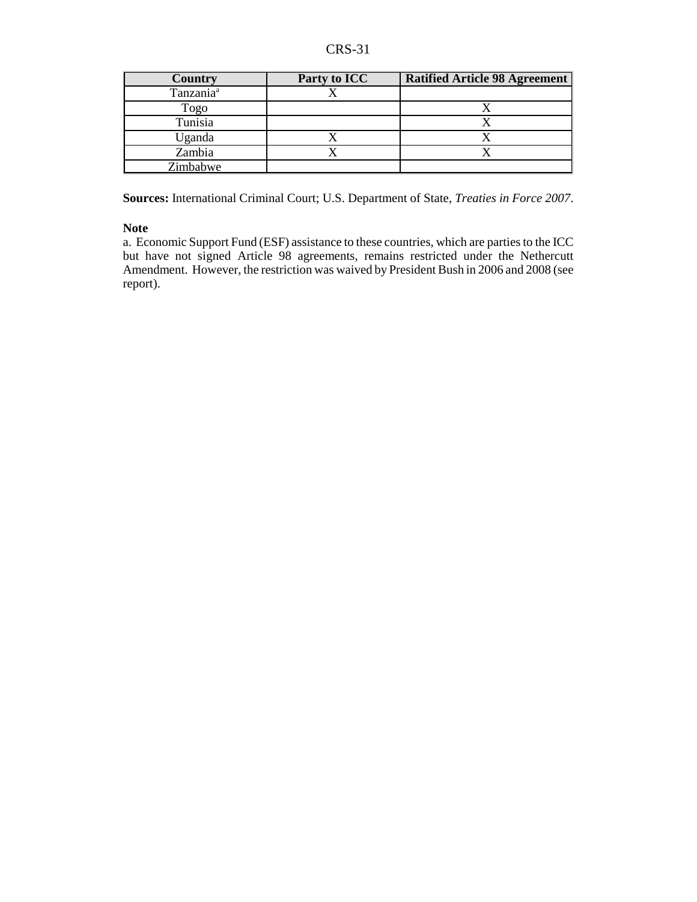| Country | Party to ICC | Ratified Article 98 Agreement |
|---|---|---|
| Tanzania[a] | X | |
| Togo | | X |
| Tunisia | | X |
| Uganda | X | X |
| Zambia | X | X |
| Zimbabwe | | |

**Sources:** International Criminal Court; U.S. Department of State, *Treaties in Force 2007*.

**Note**

a. Economic Support Fund (ESF) assistance to these countries, which are parties to the ICC but have not signed Article 98 agreements, remains restricted under the Nethercutt Amendment. However, the restriction was waived by President Bush in 2006 and 2008 (see report).